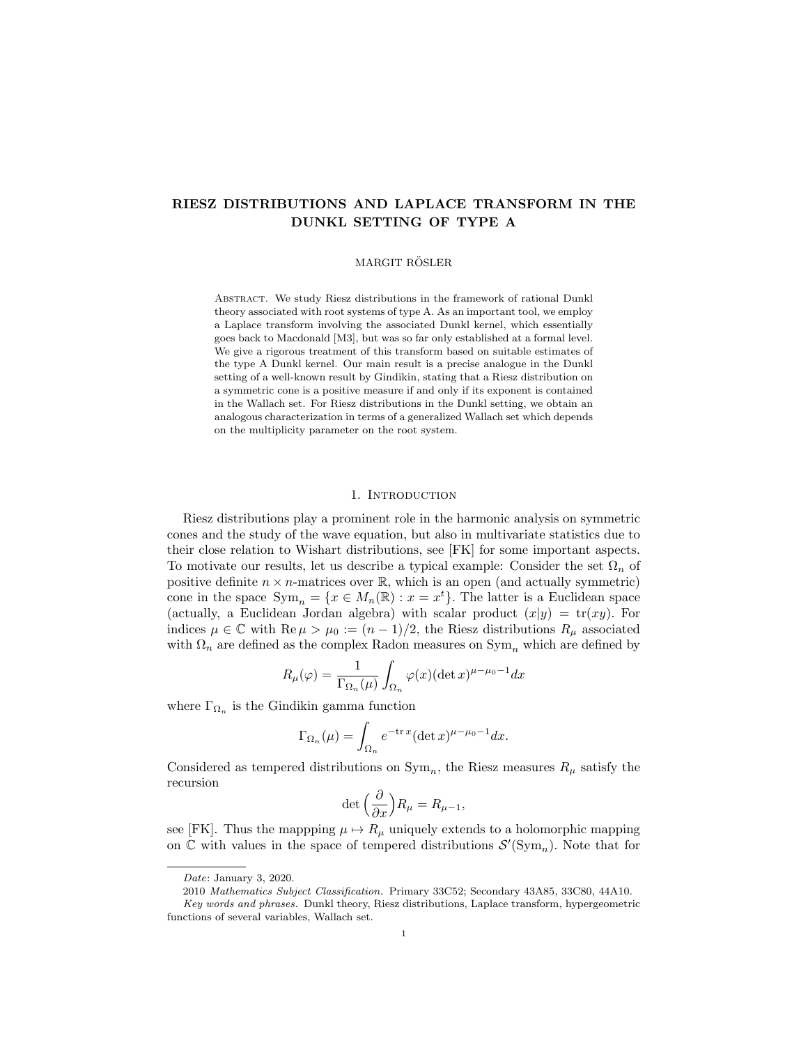# RIESZ DISTRIBUTIONS AND LAPLACE TRANSFORM IN THE DUNKL SETTING OF TYPE A

MARGIT RÖSLER

Abstract. We study Riesz distributions in the framework of rational Dunkl theory associated with root systems of type A. As an important tool, we employ a Laplace transform involving the associated Dunkl kernel, which essentially goes back to Macdonald [M3], but was so far only established at a formal level. We give a rigorous treatment of this transform based on suitable estimates of the type A Dunkl kernel. Our main result is a precise analogue in the Dunkl setting of a well-known result by Gindikin, stating that a Riesz distribution on a symmetric cone is a positive measure if and only if its exponent is contained in the Wallach set. For Riesz distributions in the Dunkl setting, we obtain an analogous characterization in terms of a generalized Wallach set which depends on the multiplicity parameter on the root system.

## 1. Introduction

Riesz distributions play a prominent role in the harmonic analysis on symmetric cones and the study of the wave equation, but also in multivariate statistics due to their close relation to Wishart distributions, see [FK] for some important aspects. To motivate our results, let us describe a typical example: Consider the set $\Omega_n$ of positive definite $n \times n$-matrices over $\mathbb{R}$, which is an open (and actually symmetric) cone in the space $\text{Sym}_n = \{x \in M_n(\mathbb{R}) : x = x^t\}$. The latter is a Euclidean space (actually, a Euclidean Jordan algebra) with scalar product $(x|y) = \text{tr}(xy)$. For indices $\mu \in \mathbb{C}$ with $\text{Re}\,\mu > \mu_0 := (n-1)/2$, the Riesz distributions $R_\mu$ associated with $\Omega_n$ are defined as the complex Radon measures on $\text{Sym}_n$ which are defined by

$$R_\mu(\varphi) = \frac{1}{\Gamma_{\Omega_n}(\mu)} \int_{\Omega_n} \varphi(x)(\det x)^{\mu-\mu_0-1} dx$$

where $\Gamma_{\Omega_n}$ is the Gindikin gamma function

$$\Gamma_{\Omega_n}(\mu) = \int_{\Omega_n} e^{-\text{tr}\, x}(\det x)^{\mu-\mu_0-1} dx.$$

Considered as tempered distributions on $\text{Sym}_n$, the Riesz measures $R_\mu$ satisfy the recursion

$$\det\Big(\frac{\partial}{\partial x}\Big) R_\mu = R_{\mu-1},$$

see [FK]. Thus the mappping $\mu \mapsto R_\mu$ uniquely extends to a holomorphic mapping on $\mathbb{C}$ with values in the space of tempered distributions $\mathcal{S}'(\text{Sym}_n)$. Note that for

---

*Date*: January 3, 2020.

2010 *Mathematics Subject Classification.* Primary 33C52; Secondary 43A85, 33C80, 44A10.

*Key words and phrases.* Dunkl theory, Riesz distributions, Laplace transform, hypergeometric functions of several variables, Wallach set.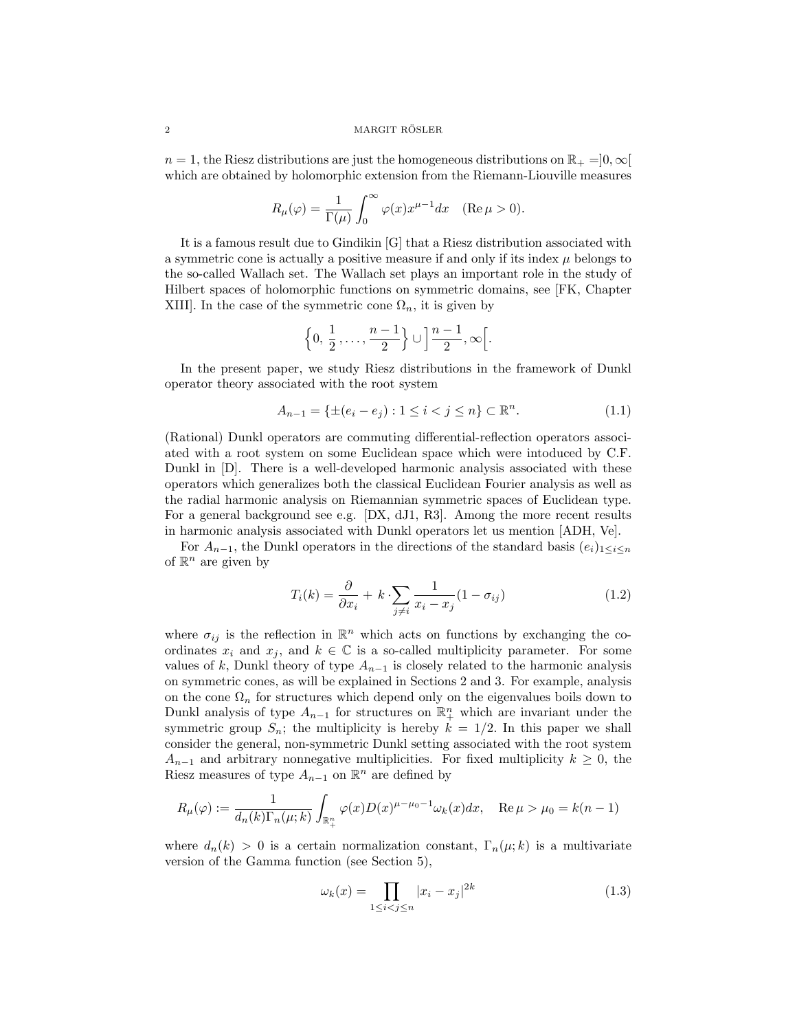$n = 1$, the Riesz distributions are just the homogeneous distributions on $\mathbb{R}_+ = ]0, \infty[$ which are obtained by holomorphic extension from the Riemann-Liouville measures

$$R_\mu(\varphi) = \frac{1}{\Gamma(\mu)} \int_0^\infty \varphi(x) x^{\mu-1} dx \quad (\operatorname{Re} \mu > 0).$$

It is a famous result due to Gindikin [G] that a Riesz distribution associated with a symmetric cone is actually a positive measure if and only if its index $\mu$ belongs to the so-called Wallach set. The Wallach set plays an important role in the study of Hilbert spaces of holomorphic functions on symmetric domains, see [FK, Chapter XIII]. In the case of the symmetric cone $\Omega_n$, it is given by

$$\Big\{0, \frac{1}{2}, \ldots, \frac{n-1}{2}\Big\} \cup \Big]\frac{n-1}{2}, \infty\Big[.$$

In the present paper, we study Riesz distributions in the framework of Dunkl operator theory associated with the root system

$$A_{n-1} = \{\pm(e_i - e_j) : 1 \leq i < j \leq n\} \subset \mathbb{R}^n. \tag{1.1}$$

(Rational) Dunkl operators are commuting differential-reflection operators associated with a root system on some Euclidean space which were intoduced by C.F. Dunkl in [D]. There is a well-developed harmonic analysis associated with these operators which generalizes both the classical Euclidean Fourier analysis as well as the radial harmonic analysis on Riemannian symmetric spaces of Euclidean type. For a general background see e.g. [DX, dJ1, R3]. Among the more recent results in harmonic analysis associated with Dunkl operators let us mention [ADH, Ve].

For $A_{n-1}$, the Dunkl operators in the directions of the standard basis $(e_i)_{1\leq i\leq n}$ of $\mathbb{R}^n$ are given by

$$T_i(k) = \frac{\partial}{\partial x_i} + k \cdot \sum_{j \neq i} \frac{1}{x_i - x_j}(1 - \sigma_{ij}) \tag{1.2}$$

where $\sigma_{ij}$ is the reflection in $\mathbb{R}^n$ which acts on functions by exchanging the coordinates $x_i$ and $x_j$, and $k \in \mathbb{C}$ is a so-called multiplicity parameter. For some values of $k$, Dunkl theory of type $A_{n-1}$ is closely related to the harmonic analysis on symmetric cones, as will be explained in Sections 2 and 3. For example, analysis on the cone $\Omega_n$ for structures which depend only on the eigenvalues boils down to Dunkl analysis of type $A_{n-1}$ for structures on $\mathbb{R}_+^n$ which are invariant under the symmetric group $S_n$; the multiplicity is hereby $k = 1/2$. In this paper we shall consider the general, non-symmetric Dunkl setting associated with the root system $A_{n-1}$ and arbitrary nonnegative multiplicities. For fixed multiplicity $k \geq 0$, the Riesz measures of type $A_{n-1}$ on $\mathbb{R}^n$ are defined by

$$R_\mu(\varphi) := \frac{1}{d_n(k)\Gamma_n(\mu; k)} \int_{\mathbb{R}_+^n} \varphi(x) D(x)^{\mu - \mu_0 - 1} \omega_k(x) dx, \quad \operatorname{Re} \mu > \mu_0 = k(n-1)$$

where $d_n(k) > 0$ is a certain normalization constant, $\Gamma_n(\mu; k)$ is a multivariate version of the Gamma function (see Section 5),

$$\omega_k(x) = \prod_{1 \leq i < j \leq n} |x_i - x_j|^{2k} \tag{1.3}$$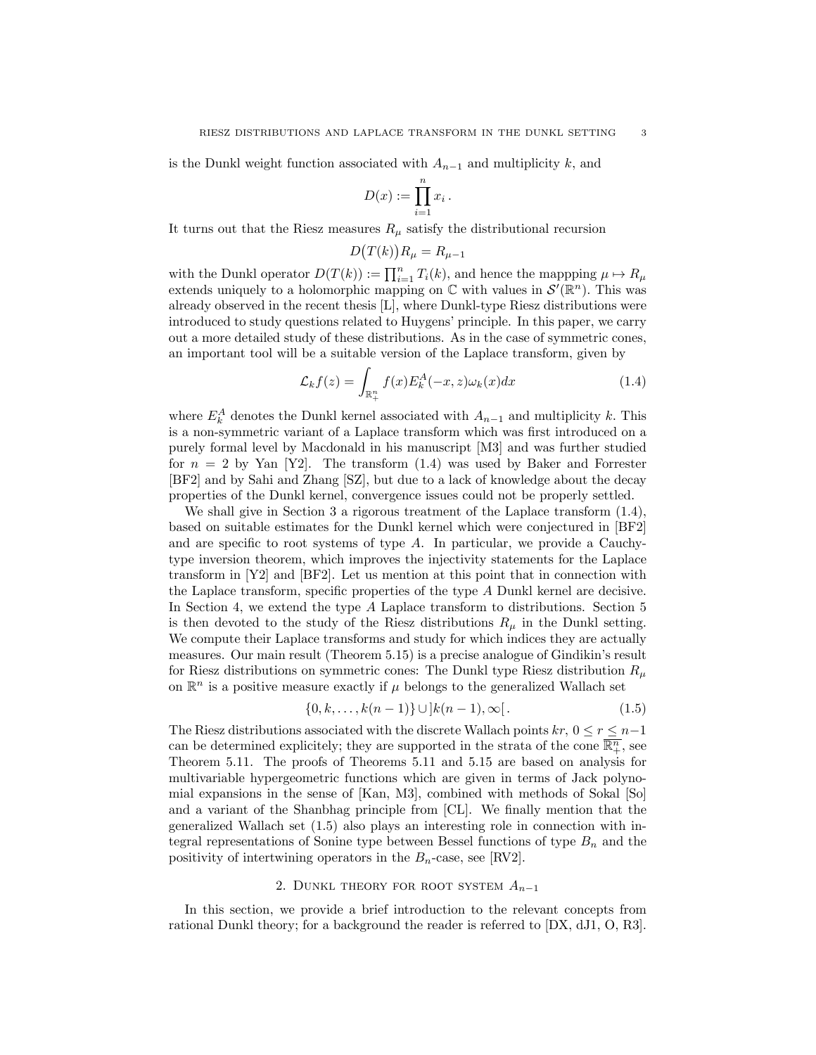is the Dunkl weight function associated with $A_{n-1}$ and multiplicity $k$, and

$$D(x) := \prod_{i=1}^{n} x_i \,.$$

It turns out that the Riesz measures $R_\mu$ satisfy the distributional recursion

$$D\big(T(k)\big)R_\mu = R_{\mu-1}$$

with the Dunkl operator $D(T(k)) := \prod_{i=1}^{n} T_i(k)$, and hence the mappping $\mu \mapsto R_\mu$ extends uniquely to a holomorphic mapping on $\mathbb{C}$ with values in $\mathcal{S}'(\mathbb{R}^n)$. This was already observed in the recent thesis [L], where Dunkl-type Riesz distributions were introduced to study questions related to Huygens' principle. In this paper, we carry out a more detailed study of these distributions. As in the case of symmetric cones, an important tool will be a suitable version of the Laplace transform, given by

$$\mathcal{L}_k f(z) = \int_{\mathbb{R}_+^n} f(x) E_k^A(-x, z)\omega_k(x)dx \tag{1.4}$$

where $E_k^A$ denotes the Dunkl kernel associated with $A_{n-1}$ and multiplicity $k$. This is a non-symmetric variant of a Laplace transform which was first introduced on a purely formal level by Macdonald in his manuscript [M3] and was further studied for $n = 2$ by Yan [Y2]. The transform (1.4) was used by Baker and Forrester [BF2] and by Sahi and Zhang [SZ], but due to a lack of knowledge about the decay properties of the Dunkl kernel, convergence issues could not be properly settled.

We shall give in Section 3 a rigorous treatment of the Laplace transform (1.4), based on suitable estimates for the Dunkl kernel which were conjectured in [BF2] and are specific to root systems of type $A$. In particular, we provide a Cauchy-type inversion theorem, which improves the injectivity statements for the Laplace transform in [Y2] and [BF2]. Let us mention at this point that in connection with the Laplace transform, specific properties of the type $A$ Dunkl kernel are decisive. In Section 4, we extend the type $A$ Laplace transform to distributions. Section 5 is then devoted to the study of the Riesz distributions $R_\mu$ in the Dunkl setting. We compute their Laplace transforms and study for which indices they are actually measures. Our main result (Theorem 5.15) is a precise analogue of Gindikin's result for Riesz distributions on symmetric cones: The Dunkl type Riesz distribution $R_\mu$ on $\mathbb{R}^n$ is a positive measure exactly if $\mu$ belongs to the generalized Wallach set

$$\{0, k, \ldots, k(n-1)\} \cup \,]k(n-1), \infty[\,. \tag{1.5}$$

The Riesz distributions associated with the discrete Wallach points $kr$, $0 \leq r \leq n-1$ can be determined explicitely; they are supported in the strata of the cone $\overline{\mathbb{R}_+^n}$, see Theorem 5.11. The proofs of Theorems 5.11 and 5.15 are based on analysis for multivariable hypergeometric functions which are given in terms of Jack polynomial expansions in the sense of [Kan, M3], combined with methods of Sokal [So] and a variant of the Shanbhag principle from [CL]. We finally mention that the generalized Wallach set (1.5) also plays an interesting role in connection with integral representations of Sonine type between Bessel functions of type $B_n$ and the positivity of intertwining operators in the $B_n$-case, see [RV2].

## 2. Dunkl theory for root system $A_{n-1}$

In this section, we provide a brief introduction to the relevant concepts from rational Dunkl theory; for a background the reader is referred to [DX, dJ1, O, R3].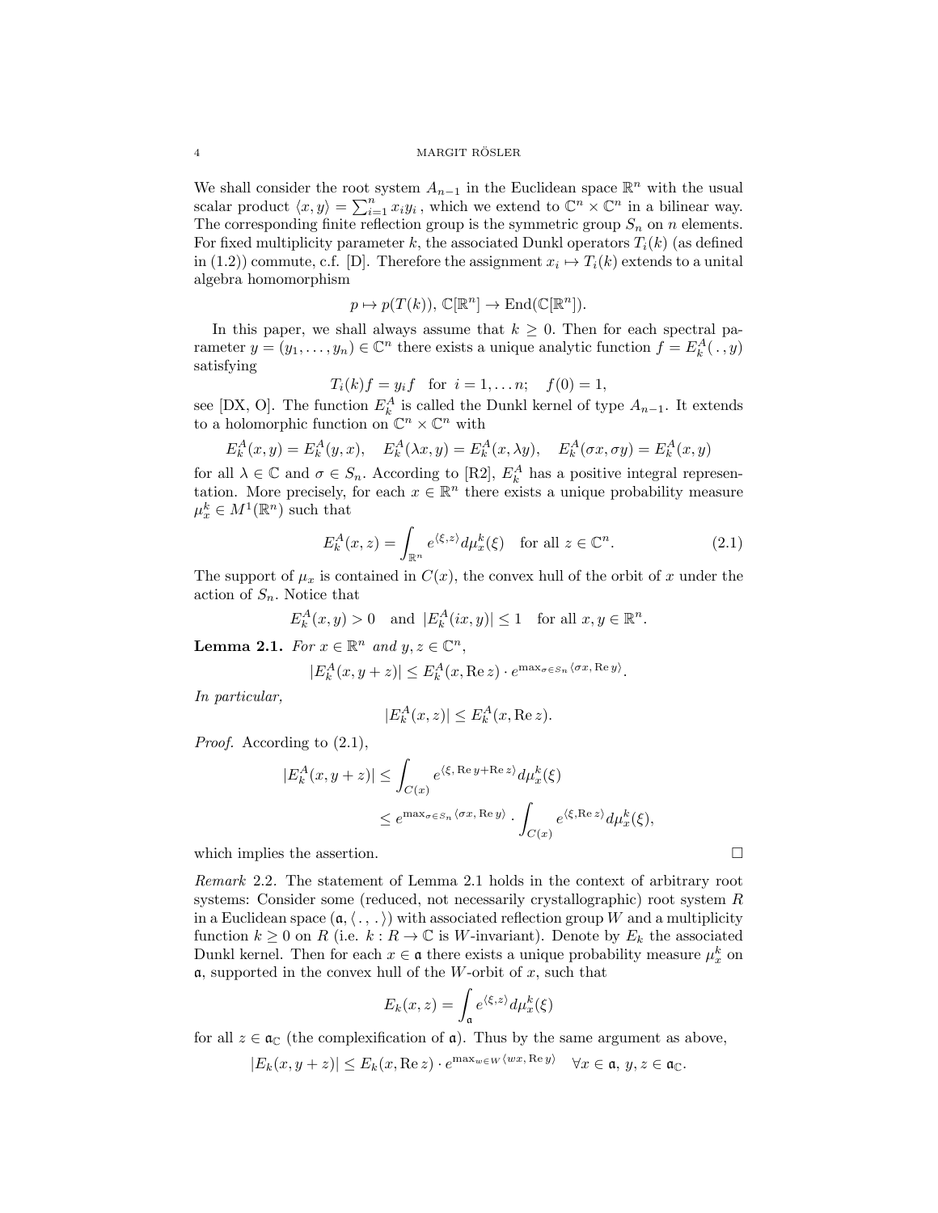We shall consider the root system $A_{n-1}$ in the Euclidean space $\mathbb{R}^n$ with the usual scalar product $\langle x, y\rangle = \sum_{i=1}^n x_i y_i$, which we extend to $\mathbb{C}^n \times \mathbb{C}^n$ in a bilinear way. The corresponding finite reflection group is the symmetric group $S_n$ on $n$ elements. For fixed multiplicity parameter $k$, the associated Dunkl operators $T_i(k)$ (as defined in (1.2)) commute, c.f. [D]. Therefore the assignment $x_i \mapsto T_i(k)$ extends to a unital algebra homomorphism

$$p \mapsto p(T(k)),\ \mathbb{C}[\mathbb{R}^n] \to \operatorname{End}(\mathbb{C}[\mathbb{R}^n]).$$

In this paper, we shall always assume that $k \geq 0$. Then for each spectral parameter $y = (y_1, \ldots, y_n) \in \mathbb{C}^n$ there exists a unique analytic function $f = E_k^A(\,.\,, y)$ satisfying

$$T_i(k)f = y_i f \quad \text{for } i = 1, \ldots n; \quad f(0) = 1,$$

see [DX, O]. The function $E_k^A$ is called the Dunkl kernel of type $A_{n-1}$. It extends to a holomorphic function on $\mathbb{C}^n \times \mathbb{C}^n$ with

$$E_k^A(x,y) = E_k^A(y,x), \quad E_k^A(\lambda x, y) = E_k^A(x, \lambda y), \quad E_k^A(\sigma x, \sigma y) = E_k^A(x,y)$$

for all $\lambda \in \mathbb{C}$ and $\sigma \in S_n$. According to [R2], $E_k^A$ has a positive integral representation. More precisely, for each $x \in \mathbb{R}^n$ there exists a unique probability measure $\mu_x^k \in M^1(\mathbb{R}^n)$ such that

$$E_k^A(x,z) = \int_{\mathbb{R}^n} e^{\langle \xi, z\rangle} d\mu_x^k(\xi) \quad \text{for all } z \in \mathbb{C}^n. \tag{2.1}$$

The support of $\mu_x$ is contained in $C(x)$, the convex hull of the orbit of $x$ under the action of $S_n$. Notice that

$$E_k^A(x,y) > 0 \quad \text{and} \quad |E_k^A(ix,y)| \leq 1 \quad \text{for all } x, y \in \mathbb{R}^n.$$

**Lemma 2.1.** *For $x \in \mathbb{R}^n$ and $y, z \in \mathbb{C}^n$,*

$$|E_k^A(x, y+z)| \leq E_k^A(x, \operatorname{Re} z) \cdot e^{\max_{\sigma \in S_n} \langle \sigma x, \operatorname{Re} y\rangle}.$$

*In particular,*

$$|E_k^A(x,z)| \leq E_k^A(x, \operatorname{Re} z).$$

*Proof.* According to (2.1),

$$\begin{aligned}
|E_k^A(x, y+z)| &\leq \int_{C(x)} e^{\langle \xi, \operatorname{Re} y + \operatorname{Re} z\rangle} d\mu_x^k(\xi) \\
&\leq e^{\max_{\sigma \in S_n} \langle \sigma x, \operatorname{Re} y\rangle} \cdot \int_{C(x)} e^{\langle \xi, \operatorname{Re} z\rangle} d\mu_x^k(\xi),
\end{aligned}$$

which implies the assertion. □

*Remark* 2.2. The statement of Lemma 2.1 holds in the context of arbitrary root systems: Consider some (reduced, not necessarily crystallographic) root system $R$ in a Euclidean space $(\mathfrak{a}, \langle\,.\,,\,.\,\rangle)$ with associated reflection group $W$ and a multiplicity function $k \geq 0$ on $R$ (i.e. $k : R \to \mathbb{C}$ is $W$-invariant). Denote by $E_k$ the associated Dunkl kernel. Then for each $x \in \mathfrak{a}$ there exists a unique probability measure $\mu_x^k$ on $\mathfrak{a}$, supported in the convex hull of the $W$-orbit of $x$, such that

$$E_k(x,z) = \int_{\mathfrak{a}} e^{\langle \xi, z\rangle} d\mu_x^k(\xi)$$

for all $z \in \mathfrak{a}_{\mathbb{C}}$ (the complexification of $\mathfrak{a}$). Thus by the same argument as above,

$$|E_k(x, y+z)| \leq E_k(x, \operatorname{Re} z) \cdot e^{\max_{w \in W} \langle wx, \operatorname{Re} y\rangle} \quad \forall x \in \mathfrak{a},\ y, z \in \mathfrak{a}_{\mathbb{C}}.$$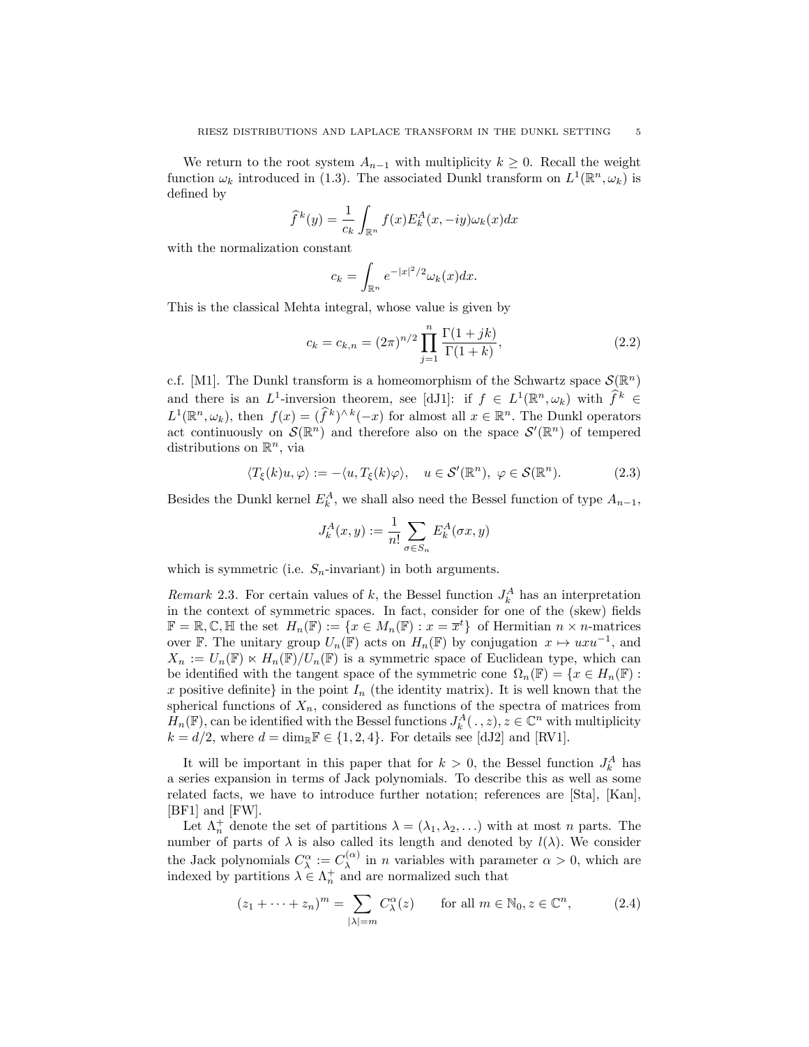We return to the root system $A_{n-1}$ with multiplicity $k \geq 0$. Recall the weight function $\omega_k$ introduced in (1.3). The associated Dunkl transform on $L^1(\mathbb{R}^n, \omega_k)$ is defined by

$$\widehat{f}^{\,k}(y) = \frac{1}{c_k} \int_{\mathbb{R}^n} f(x) E_k^A(x, -iy) \omega_k(x) dx$$

with the normalization constant

$$c_k = \int_{\mathbb{R}^n} e^{-|x|^2/2} \omega_k(x) dx.$$

This is the classical Mehta integral, whose value is given by

$$c_k = c_{k,n} = (2\pi)^{n/2} \prod_{j=1}^{n} \frac{\Gamma(1+jk)}{\Gamma(1+k)}, \tag{2.2}$$

c.f. [M1]. The Dunkl transform is a homeomorphism of the Schwartz space $\mathcal{S}(\mathbb{R}^n)$ and there is an $L^1$-inversion theorem, see [dJ1]: if $f \in L^1(\mathbb{R}^n, \omega_k)$ with $\widehat{f}^{\,k} \in L^1(\mathbb{R}^n, \omega_k)$, then $f(x) = (\widehat{f}^{\,k})^{\wedge\, k}(-x)$ for almost all $x \in \mathbb{R}^n$. The Dunkl operators act continuously on $\mathcal{S}(\mathbb{R}^n)$ and therefore also on the space $\mathcal{S}'(\mathbb{R}^n)$ of tempered distributions on $\mathbb{R}^n$, via

$$\langle T_\xi(k) u, \varphi \rangle := -\langle u, T_\xi(k) \varphi \rangle, \quad u \in \mathcal{S}'(\mathbb{R}^n),\ \varphi \in \mathcal{S}(\mathbb{R}^n). \tag{2.3}$$

Besides the Dunkl kernel $E_k^A$, we shall also need the Bessel function of type $A_{n-1}$,

$$J_k^A(x, y) := \frac{1}{n!} \sum_{\sigma \in S_n} E_k^A(\sigma x, y)$$

which is symmetric (i.e. $S_n$-invariant) in both arguments.

*Remark* 2.3. For certain values of $k$, the Bessel function $J_k^A$ has an interpretation in the context of symmetric spaces. In fact, consider for one of the (skew) fields $\mathbb{F} = \mathbb{R}, \mathbb{C}, \mathbb{H}$ the set $H_n(\mathbb{F}) := \{x \in M_n(\mathbb{F}) : x = \overline{x}^t\}$ of Hermitian $n \times n$-matrices over $\mathbb{F}$. The unitary group $U_n(\mathbb{F})$ acts on $H_n(\mathbb{F})$ by conjugation $x \mapsto uxu^{-1}$, and $X_n := U_n(\mathbb{F}) \ltimes H_n(\mathbb{F})/U_n(\mathbb{F})$ is a symmetric space of Euclidean type, which can be identified with the tangent space of the symmetric cone $\Omega_n(\mathbb{F}) = \{x \in H_n(\mathbb{F}) : x \text{ positive definite}\}$ in the point $I_n$ (the identity matrix). It is well known that the spherical functions of $X_n$, considered as functions of the spectra of matrices from $H_n(\mathbb{F})$, can be identified with the Bessel functions $J_k^A(\,.\,, z), z \in \mathbb{C}^n$ with multiplicity $k = d/2$, where $d = \dim_{\mathbb{R}} \mathbb{F} \in \{1, 2, 4\}$. For details see [dJ2] and [RV1].

It will be important in this paper that for $k > 0$, the Bessel function $J_k^A$ has a series expansion in terms of Jack polynomials. To describe this as well as some related facts, we have to introduce further notation; references are [Sta], [Kan], [BF1] and [FW].

Let $\Lambda_n^+$ denote the set of partitions $\lambda = (\lambda_1, \lambda_2, \ldots)$ with at most $n$ parts. The number of parts of $\lambda$ is also called its length and denoted by $l(\lambda)$. We consider the Jack polynomials $C_\lambda^\alpha := C_\lambda^{(\alpha)}$ in $n$ variables with parameter $\alpha > 0$, which are indexed by partitions $\lambda \in \Lambda_n^+$ and are normalized such that

$$(z_1 + \cdots + z_n)^m = \sum_{|\lambda| = m} C_\lambda^\alpha(z) \qquad \text{for all } m \in \mathbb{N}_0, z \in \mathbb{C}^n, \tag{2.4}$$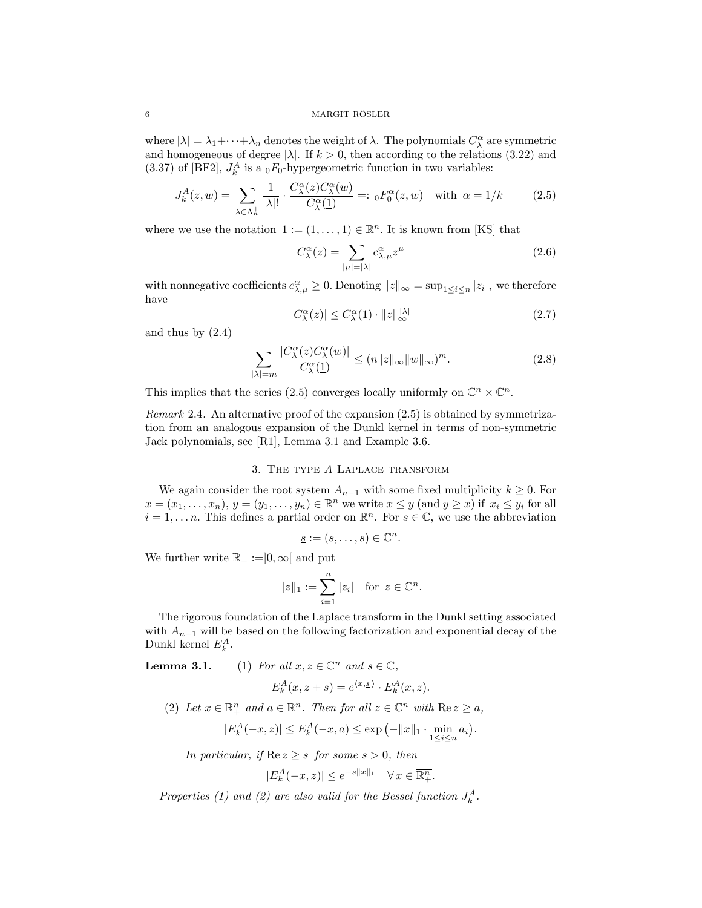where $|\lambda| = \lambda_1 + \cdots + \lambda_n$ denotes the weight of $\lambda$. The polynomials $C_\lambda^\alpha$ are symmetric and homogeneous of degree $|\lambda|$. If $k > 0$, then according to the relations (3.22) and (3.37) of [BF2], $J_k^A$ is a ${}_0F_0$-hypergeometric function in two variables:

$$J_k^A(z,w) = \sum_{\lambda \in \Lambda_n^+} \frac{1}{|\lambda|!} \cdot \frac{C_\lambda^\alpha(z) C_\lambda^\alpha(w)}{C_\lambda^\alpha(\underline{1})} =: {}_0F_0^\alpha(z,w) \quad \text{with } \alpha = 1/k \tag{2.5}$$

where we use the notation $\underline{1} := (1, \ldots, 1) \in \mathbb{R}^n$. It is known from [KS] that

$$C_\lambda^\alpha(z) = \sum_{|\mu| = |\lambda|} c_{\lambda,\mu}^\alpha z^\mu \tag{2.6}$$

with nonnegative coefficients $c_{\lambda,\mu}^\alpha \geq 0$. Denoting $\|z\|_\infty = \sup_{1 \leq i \leq n} |z_i|$, we therefore have

$$|C_\lambda^\alpha(z)| \leq C_\lambda^\alpha(\underline{1}) \cdot \|z\|_\infty^{|\lambda|} \tag{2.7}$$

and thus by (2.4)

$$\sum_{|\lambda| = m} \frac{|C_\lambda^\alpha(z) C_\lambda^\alpha(w)|}{C_\lambda^\alpha(\underline{1})} \leq (n \|z\|_\infty \|w\|_\infty)^m. \tag{2.8}$$

This implies that the series (2.5) converges locally uniformly on $\mathbb{C}^n \times \mathbb{C}^n$.

*Remark* 2.4. An alternative proof of the expansion (2.5) is obtained by symmetrization from an analogous expansion of the Dunkl kernel in terms of non-symmetric Jack polynomials, see [R1], Lemma 3.1 and Example 3.6.

## 3. The type $A$ Laplace transform

We again consider the root system $A_{n-1}$ with some fixed multiplicity $k \geq 0$. For $x = (x_1, \ldots, x_n)$, $y = (y_1, \ldots, y_n) \in \mathbb{R}^n$ we write $x \leq y$ (and $y \geq x$) if $x_i \leq y_i$ for all $i = 1, \ldots n$. This defines a partial order on $\mathbb{R}^n$. For $s \in \mathbb{C}$, we use the abbreviation

$$\underline{s} := (s, \ldots, s) \in \mathbb{C}^n.$$

We further write $\mathbb{R}_+ := ]0, \infty[$ and put

$$\|z\|_1 := \sum_{i=1}^n |z_i| \quad \text{for } z \in \mathbb{C}^n.$$

The rigorous foundation of the Laplace transform in the Dunkl setting associated with $A_{n-1}$ will be based on the following factorization and exponential decay of the Dunkl kernel $E_k^A$.

**Lemma 3.1.** (1) *For all $x, z \in \mathbb{C}^n$ and $s \in \mathbb{C}$,*

$$E_k^A(x, z + \underline{s}) = e^{\langle x, \underline{s} \rangle} \cdot E_k^A(x,z).$$

(2) *Let $x \in \overline{\mathbb{R}_+^n}$ and $a \in \mathbb{R}^n$. Then for all $z \in \mathbb{C}^n$ with $\operatorname{Re} z \geq a$,*

$$|E_k^A(-x,z)| \leq E_k^A(-x,a) \leq \exp\big(-\|x\|_1 \cdot \min_{1 \leq i \leq n} a_i\big).$$

*In particular, if $\operatorname{Re} z \geq \underline{s}$ for some $s > 0$, then*

$$|E_k^A(-x,z)| \leq e^{-s\|x\|_1} \quad \forall\, x \in \overline{\mathbb{R}_+^n}.$$

*Properties (1) and (2) are also valid for the Bessel function $J_k^A$.*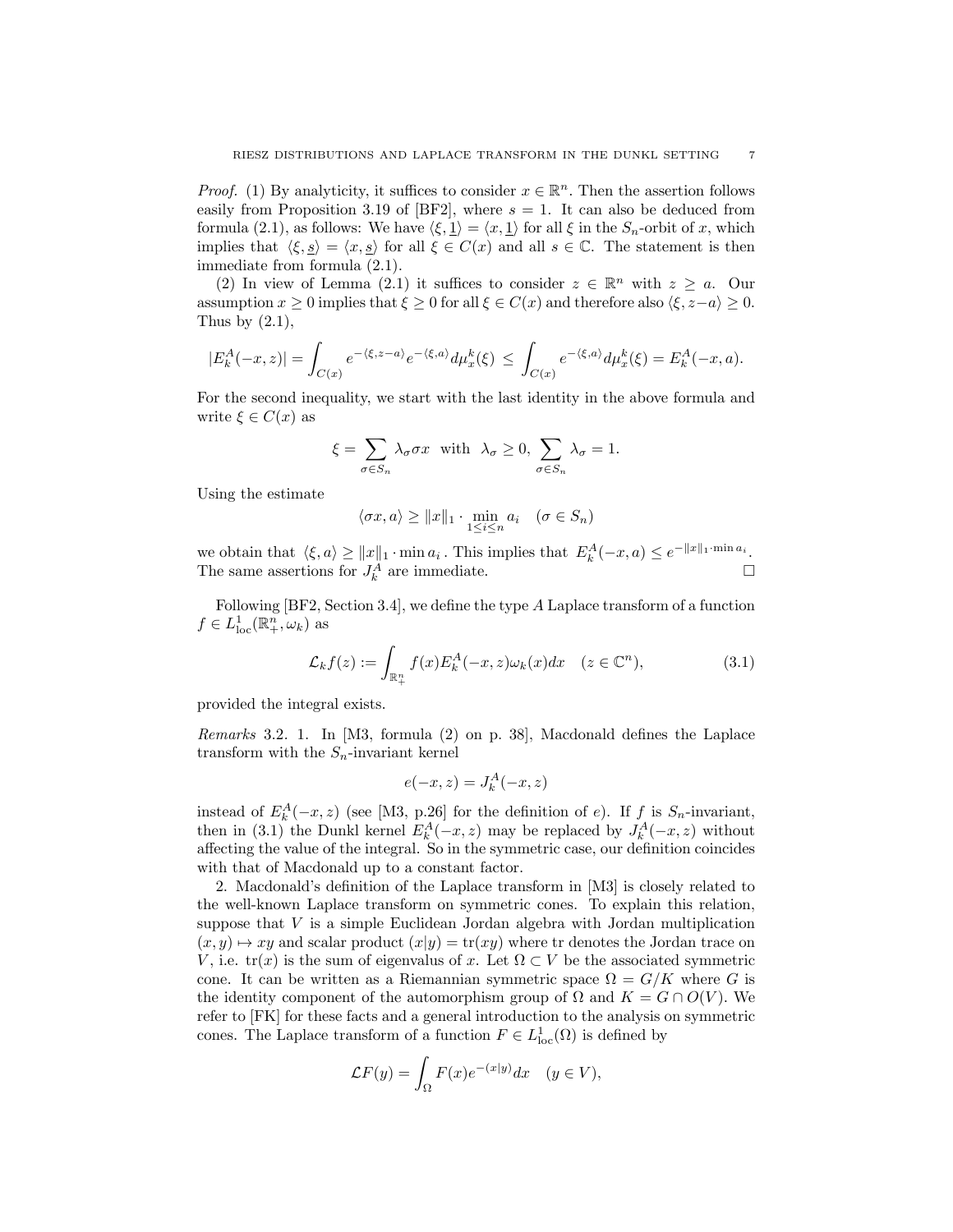*Proof.* (1) By analyticity, it suffices to consider $x \in \mathbb{R}^n$. Then the assertion follows easily from Proposition 3.19 of [BF2], where $s = 1$. It can also be deduced from formula (2.1), as follows: We have $\langle \xi, \underline{1} \rangle = \langle x, \underline{1} \rangle$ for all $\xi$ in the $S_n$-orbit of $x$, which implies that $\langle \xi, \underline{s} \rangle = \langle x, \underline{s} \rangle$ for all $\xi \in C(x)$ and all $s \in \mathbb{C}$. The statement is then immediate from formula (2.1).

(2) In view of Lemma (2.1) it suffices to consider $z \in \mathbb{R}^n$ with $z \geq a$. Our assumption $x \geq 0$ implies that $\xi \geq 0$ for all $\xi \in C(x)$ and therefore also $\langle \xi, z - a \rangle \geq 0$. Thus by (2.1),

$$|E_k^A(-x, z)| = \int_{C(x)} e^{-\langle \xi, z-a \rangle} e^{-\langle \xi, a \rangle} d\mu_x^k(\xi) \leq \int_{C(x)} e^{-\langle \xi, a \rangle} d\mu_x^k(\xi) = E_k^A(-x, a).$$

For the second inequality, we start with the last identity in the above formula and write $\xi \in C(x)$ as

$$\xi = \sum_{\sigma \in S_n} \lambda_\sigma \sigma x \quad \text{with} \quad \lambda_\sigma \geq 0, \sum_{\sigma \in S_n} \lambda_\sigma = 1.$$

Using the estimate

$$\langle \sigma x, a \rangle \geq \|x\|_1 \cdot \min_{1 \leq i \leq n} a_i \quad (\sigma \in S_n)$$

we obtain that $\langle \xi, a \rangle \geq \|x\|_1 \cdot \min a_i$. This implies that $E_k^A(-x, a) \leq e^{-\|x\|_1 \cdot \min a_i}$. The same assertions for $J_k^A$ are immediate. $\square$

Following [BF2, Section 3.4], we define the type $A$ Laplace transform of a function $f \in L^1_{\text{loc}}(\mathbb{R}^n_+, \omega_k)$ as

$$\mathcal{L}_k f(z) := \int_{\mathbb{R}^n_+} f(x) E_k^A(-x, z) \omega_k(x) dx \quad (z \in \mathbb{C}^n), \tag{3.1}$$

provided the integral exists.

*Remarks* 3.2. 1. In [M3, formula (2) on p. 38], Macdonald defines the Laplace transform with the $S_n$-invariant kernel

$$e(-x, z) = J_k^A(-x, z)$$

instead of $E_k^A(-x, z)$ (see [M3, p.26] for the definition of $e$). If $f$ is $S_n$-invariant, then in (3.1) the Dunkl kernel $E_k^A(-x, z)$ may be replaced by $J_k^A(-x, z)$ without affecting the value of the integral. So in the symmetric case, our definition coincides with that of Macdonald up to a constant factor.

2. Macdonald's definition of the Laplace transform in [M3] is closely related to the well-known Laplace transform on symmetric cones. To explain this relation, suppose that $V$ is a simple Euclidean Jordan algebra with Jordan multiplication $(x, y) \mapsto xy$ and scalar product $(x|y) = \text{tr}(xy)$ where tr denotes the Jordan trace on $V$, i.e. $\text{tr}(x)$ is the sum of eigenvalus of $x$. Let $\Omega \subset V$ be the associated symmetric cone. It can be written as a Riemannian symmetric space $\Omega = G/K$ where $G$ is the identity component of the automorphism group of $\Omega$ and $K = G \cap O(V)$. We refer to [FK] for these facts and a general introduction to the analysis on symmetric cones. The Laplace transform of a function $F \in L^1_{\text{loc}}(\Omega)$ is defined by

$$\mathcal{L}F(y) = \int_\Omega F(x) e^{-(x|y)} dx \quad (y \in V),$$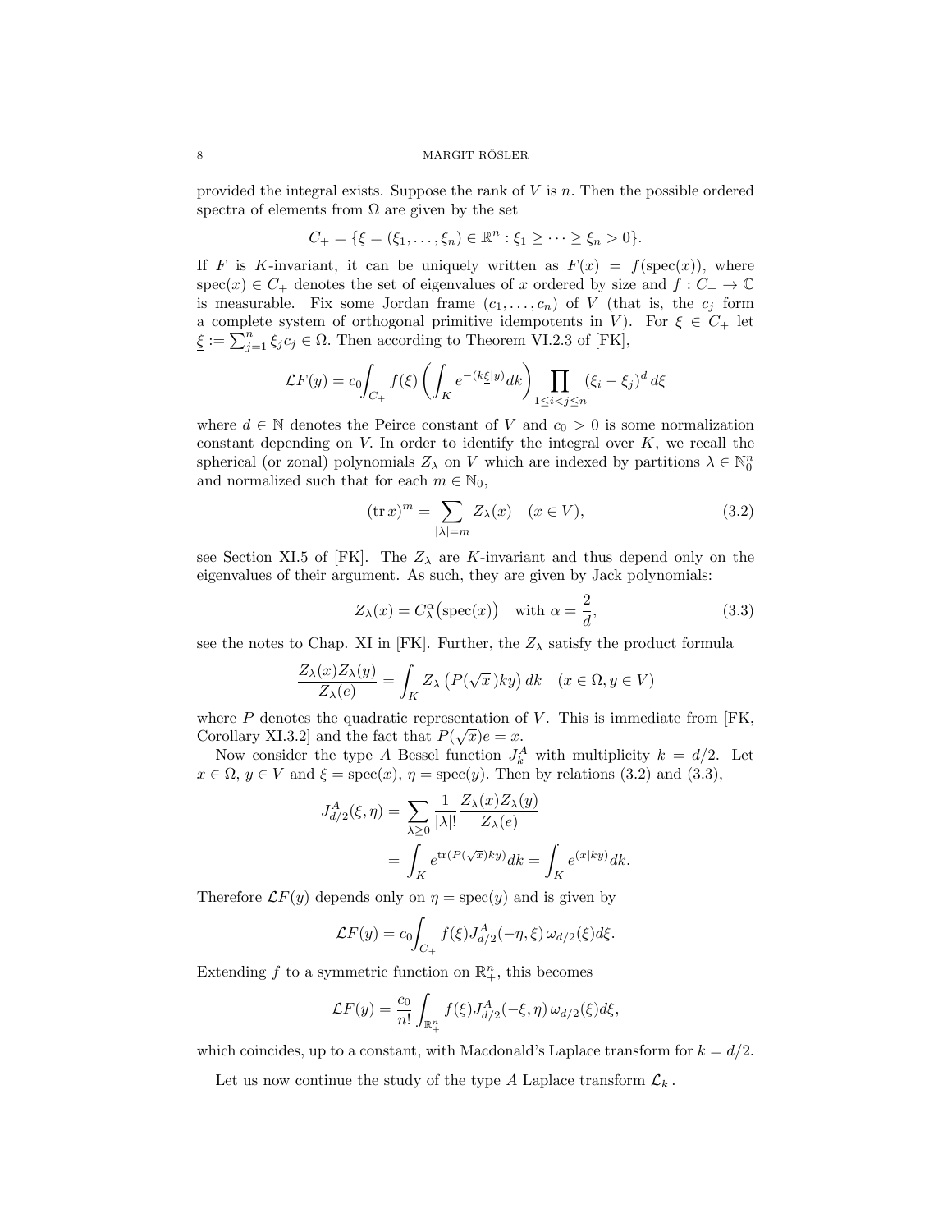provided the integral exists. Suppose the rank of $V$ is $n$. Then the possible ordered spectra of elements from $\Omega$ are given by the set

$$C_+ = \{\xi = (\xi_1, \dots, \xi_n) \in \mathbb{R}^n : \xi_1 \geq \dots \geq \xi_n > 0\}.$$

If $F$ is $K$-invariant, it can be uniquely written as $F(x) = f(\operatorname{spec}(x))$, where $\operatorname{spec}(x) \in C_+$ denotes the set of eigenvalues of $x$ ordered by size and $f : C_+ \to \mathbb{C}$ is measurable. Fix some Jordan frame $(c_1, \dots, c_n)$ of $V$ (that is, the $c_j$ form a complete system of orthogonal primitive idempotents in $V$). For $\xi \in C_+$ let $\underline{\xi} := \sum_{j=1}^n \xi_j c_j \in \Omega$. Then according to Theorem VI.2.3 of [FK],

$$\mathcal{L}F(y) = c_0 \int_{C_+} f(\xi) \left( \int_K e^{-(k\underline{\xi}|y)} dk \right) \prod_{1 \leq i < j \leq n} (\xi_i - \xi_j)^d \, d\xi$$

where $d \in \mathbb{N}$ denotes the Peirce constant of $V$ and $c_0 > 0$ is some normalization constant depending on $V$. In order to identify the integral over $K$, we recall the spherical (or zonal) polynomials $Z_\lambda$ on $V$ which are indexed by partitions $\lambda \in \mathbb{N}_0^n$ and normalized such that for each $m \in \mathbb{N}_0$,

$$(\operatorname{tr} x)^m = \sum_{|\lambda| = m} Z_\lambda(x) \quad (x \in V), \tag{3.2}$$

see Section XI.5 of [FK]. The $Z_\lambda$ are $K$-invariant and thus depend only on the eigenvalues of their argument. As such, they are given by Jack polynomials:

$$Z_\lambda(x) = C_\lambda^\alpha\big(\operatorname{spec}(x)\big) \quad \text{with } \alpha = \frac{2}{d}, \tag{3.3}$$

see the notes to Chap. XI in [FK]. Further, the $Z_\lambda$ satisfy the product formula

$$\frac{Z_\lambda(x) Z_\lambda(y)}{Z_\lambda(e)} = \int_K Z_\lambda\left(P(\sqrt{x})ky\right) dk \quad (x \in \Omega, y \in V)$$

where $P$ denotes the quadratic representation of $V$. This is immediate from [FK, Corollary XI.3.2] and the fact that $P(\sqrt{x})e = x$.

Now consider the type $A$ Bessel function $J_k^A$ with multiplicity $k = d/2$. Let $x \in \Omega$, $y \in V$ and $\xi = \operatorname{spec}(x)$, $\eta = \operatorname{spec}(y)$. Then by relations (3.2) and (3.3),

$$\begin{aligned} J_{d/2}^A(\xi, \eta) &= \sum_{\lambda \geq 0} \frac{1}{|\lambda|!} \frac{Z_\lambda(x) Z_\lambda(y)}{Z_\lambda(e)} \\ &= \int_K e^{\operatorname{tr}(P(\sqrt{x})ky)} dk = \int_K e^{(x|ky)} dk. \end{aligned}$$

Therefore $\mathcal{L}F(y)$ depends only on $\eta = \operatorname{spec}(y)$ and is given by

$$\mathcal{L}F(y) = c_0 \int_{C_+} f(\xi) J_{d/2}^A(-\eta, \xi) \, \omega_{d/2}(\xi) d\xi.$$

Extending $f$ to a symmetric function on $\mathbb{R}_+^n$, this becomes

$$\mathcal{L}F(y) = \frac{c_0}{n!} \int_{\mathbb{R}_+^n} f(\xi) J_{d/2}^A(-\xi, \eta) \, \omega_{d/2}(\xi) d\xi,$$

which coincides, up to a constant, with Macdonald's Laplace transform for $k = d/2$.

Let us now continue the study of the type $A$ Laplace transform $\mathcal{L}_k$.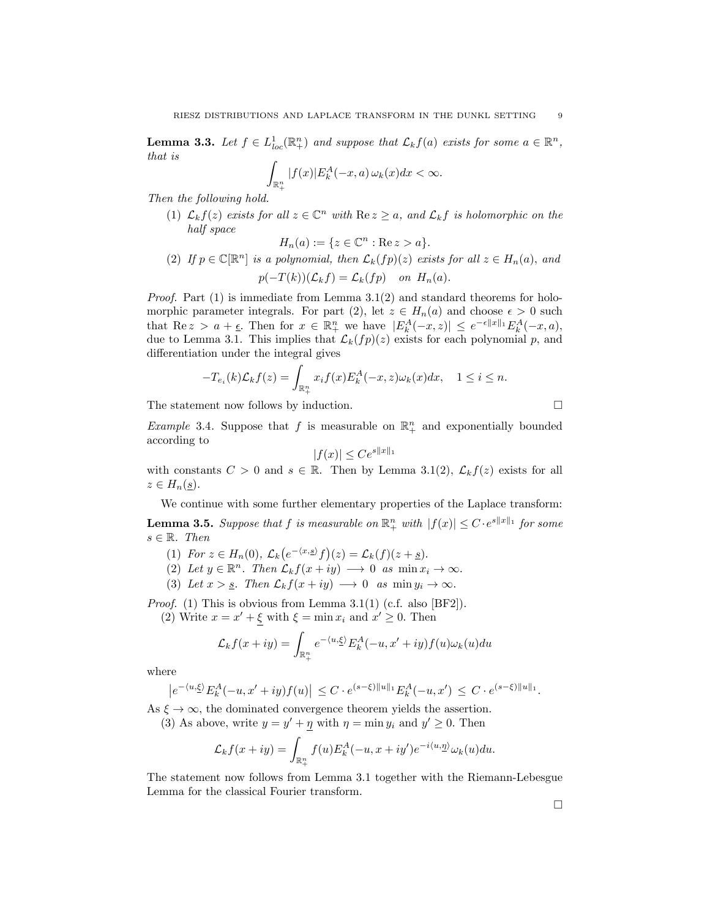**Lemma 3.3.** *Let $f \in L^1_{loc}(\mathbb{R}^n_+)$ and suppose that $\mathcal{L}_k f(a)$ exists for some $a \in \mathbb{R}^n$, that is*

$$\int_{\mathbb{R}^n_+} |f(x)| E_k^A(-x,a)\, \omega_k(x)dx < \infty.$$

*Then the following hold.*

1. *$\mathcal{L}_k f(z)$ exists for all $z \in \mathbb{C}^n$ with $\operatorname{Re} z \geq a$, and $\mathcal{L}_k f$ is holomorphic on the half space*
$$H_n(a) := \{z \in \mathbb{C}^n : \operatorname{Re} z > a\}.$$
2. *If $p \in \mathbb{C}[\mathbb{R}^n]$ is a polynomial, then $\mathcal{L}_k(fp)(z)$ exists for all $z \in H_n(a)$, and*
$$p(-T(k))(\mathcal{L}_k f) = \mathcal{L}_k(fp) \quad \text{on } H_n(a).$$

*Proof.* Part (1) is immediate from Lemma 3.1(2) and standard theorems for holomorphic parameter integrals. For part (2), let $z \in H_n(a)$ and choose $\epsilon > 0$ such that $\operatorname{Re} z > a + \underline{\epsilon}$. Then for $x \in \mathbb{R}^n_+$ we have $|E_k^A(-x,z)| \leq e^{-\epsilon\|x\|_1} E_k^A(-x,a)$, due to Lemma 3.1. This implies that $\mathcal{L}_k(fp)(z)$ exists for each polynomial $p$, and differentiation under the integral gives

$$-T_{e_i}(k)\mathcal{L}_k f(z) = \int_{\mathbb{R}^n_+} x_i f(x) E_k^A(-x,z)\omega_k(x)dx, \quad 1 \leq i \leq n.$$

The statement now follows by induction. □

*Example* 3.4. Suppose that $f$ is measurable on $\mathbb{R}^n_+$ and exponentially bounded according to

$$|f(x)| \leq Ce^{s\|x\|_1}$$

with constants $C > 0$ and $s \in \mathbb{R}$. Then by Lemma 3.1(2), $\mathcal{L}_k f(z)$ exists for all $z \in H_n(\underline{s})$.

We continue with some further elementary properties of the Laplace transform:

**Lemma 3.5.** *Suppose that $f$ is measurable on $\mathbb{R}^n_+$ with $|f(x)| \leq C \cdot e^{s\|x\|_1}$ for some $s \in \mathbb{R}$. Then*

1. *For $z \in H_n(0)$, $\mathcal{L}_k\big(e^{-\langle x, \underline{s}\rangle} f\big)(z) = \mathcal{L}_k(f)(z + \underline{s})$.*
2. *Let $y \in \mathbb{R}^n$. Then $\mathcal{L}_k f(x+iy) \longrightarrow 0$ as $\min x_i \to \infty$.*
3. *Let $x > \underline{s}$. Then $\mathcal{L}_k f(x+iy) \longrightarrow 0$ as $\min y_i \to \infty$.*

*Proof.* (1) This is obvious from Lemma 3.1(1) (c.f. also [BF2]).

(2) Write $x = x' + \underline{\xi}$ with $\xi = \min x_i$ and $x' \geq 0$. Then

$$\mathcal{L}_k f(x+iy) = \int_{\mathbb{R}^n_+} e^{-\langle u, \underline{\xi}\rangle} E_k^A(-u, x'+iy) f(u)\omega_k(u)du$$

where

$$\left|e^{-\langle u,\underline{\xi}\rangle} E_k^A(-u,x'+iy)f(u)\right| \leq C \cdot e^{(s-\xi)\|u\|_1} E_k^A(-u,x') \leq C \cdot e^{(s-\xi)\|u\|_1}.$$

As $\xi \to \infty$, the dominated convergence theorem yields the assertion.

(3) As above, write $y = y' + \underline{\eta}$ with $\eta = \min y_i$ and $y' \geq 0$. Then

$$\mathcal{L}_k f(x+iy) = \int_{\mathbb{R}^n_+} f(u) E_k^A(-u, x+iy') e^{-i\langle u, \underline{\eta}\rangle}\omega_k(u)du.$$

The statement now follows from Lemma 3.1 together with the Riemann-Lebesgue Lemma for the classical Fourier transform.

□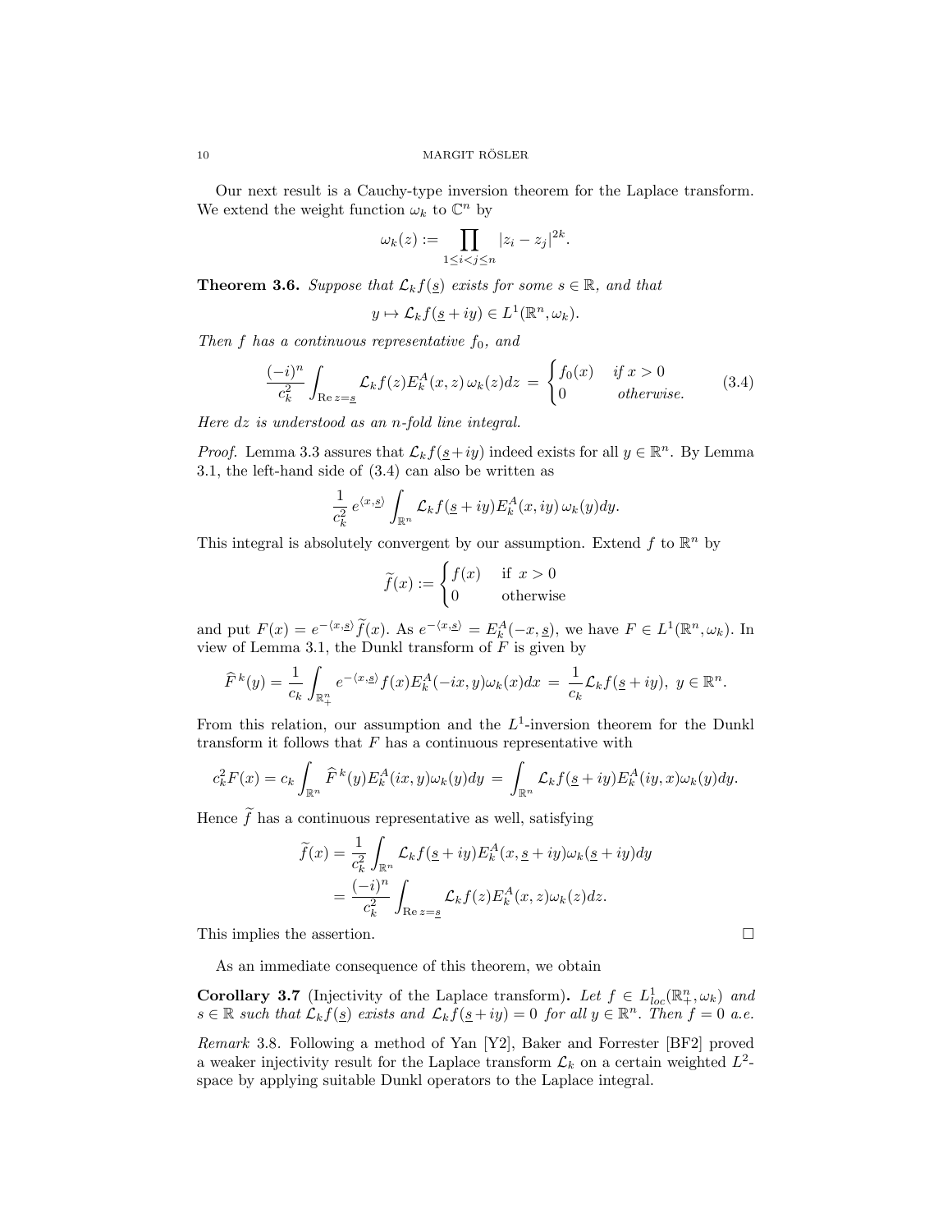Our next result is a Cauchy-type inversion theorem for the Laplace transform. We extend the weight function $\omega_k$ to $\mathbb{C}^n$ by

$$\omega_k(z) := \prod_{1\leq i<j\leq n} |z_i - z_j|^{2k}.$$

**Theorem 3.6.** *Suppose that $\mathcal{L}_k f(\underline{s})$ exists for some $s \in \mathbb{R}$, and that*

$$y \mapsto \mathcal{L}_k f(\underline{s} + iy) \in L^1(\mathbb{R}^n, \omega_k).$$

*Then $f$ has a continuous representative $f_0$, and*

$$\frac{(-i)^n}{c_k^2} \int_{\operatorname{Re} z = \underline{s}} \mathcal{L}_k f(z) E_k^A(x,z)\, \omega_k(z) dz \,=\, \begin{cases} f_0(x) & \text{if } x > 0 \\ 0 & \text{otherwise.} \end{cases} \tag{3.4}$$

*Here $dz$ is understood as an $n$-fold line integral.*

*Proof.* Lemma 3.3 assures that $\mathcal{L}_k f(\underline{s} + iy)$ indeed exists for all $y \in \mathbb{R}^n$. By Lemma 3.1, the left-hand side of (3.4) can also be written as

$$\frac{1}{c_k^2}\, e^{\langle x, \underline{s}\rangle} \int_{\mathbb{R}^n} \mathcal{L}_k f(\underline{s} + iy) E_k^A(x, iy)\, \omega_k(y) dy.$$

This integral is absolutely convergent by our assumption. Extend $f$ to $\mathbb{R}^n$ by

$$\widetilde{f}(x) := \begin{cases} f(x) & \text{if } x > 0 \\ 0 & \text{otherwise} \end{cases}$$

and put $F(x) = e^{-\langle x, \underline{s}\rangle} \widetilde{f}(x)$. As $e^{-\langle x, \underline{s}\rangle} = E_k^A(-x, \underline{s})$, we have $F \in L^1(\mathbb{R}^n, \omega_k)$. In view of Lemma 3.1, the Dunkl transform of $F$ is given by

$$\widehat{F}^{\,k}(y) = \frac{1}{c_k} \int_{\mathbb{R}^n_+} e^{-\langle x, \underline{s}\rangle} f(x) E_k^A(-ix, y) \omega_k(x) dx \,=\, \frac{1}{c_k} \mathcal{L}_k f(\underline{s} + iy),\ y \in \mathbb{R}^n.$$

From this relation, our assumption and the $L^1$-inversion theorem for the Dunkl transform it follows that $F$ has a continuous representative with

$$c_k^2 F(x) = c_k \int_{\mathbb{R}^n} \widehat{F}^{\,k}(y) E_k^A(ix, y) \omega_k(y) dy \,=\, \int_{\mathbb{R}^n} \mathcal{L}_k f(\underline{s} + iy) E_k^A(iy, x) \omega_k(y) dy.$$

Hence $\widetilde{f}$ has a continuous representative as well, satisfying

$$\begin{aligned} \widetilde{f}(x) &= \frac{1}{c_k^2} \int_{\mathbb{R}^n} \mathcal{L}_k f(\underline{s} + iy) E_k^A(x, \underline{s} + iy) \omega_k(\underline{s} + iy) dy \\ &= \frac{(-i)^n}{c_k^2} \int_{\operatorname{Re} z = \underline{s}} \mathcal{L}_k f(z) E_k^A(x, z) \omega_k(z) dz. \end{aligned}$$

This implies the assertion. $\square$

As an immediate consequence of this theorem, we obtain

**Corollary 3.7** (Injectivity of the Laplace transform)**.** *Let $f \in L^1_{loc}(\mathbb{R}^n_+, \omega_k)$ and $s \in \mathbb{R}$ such that $\mathcal{L}_k f(\underline{s})$ exists and $\mathcal{L}_k f(\underline{s} + iy) = 0$ for all $y \in \mathbb{R}^n$. Then $f = 0$ a.e.*

*Remark* 3.8. Following a method of Yan [Y2], Baker and Forrester [BF2] proved a weaker injectivity result for the Laplace transform $\mathcal{L}_k$ on a certain weighted $L^2$-space by applying suitable Dunkl operators to the Laplace integral.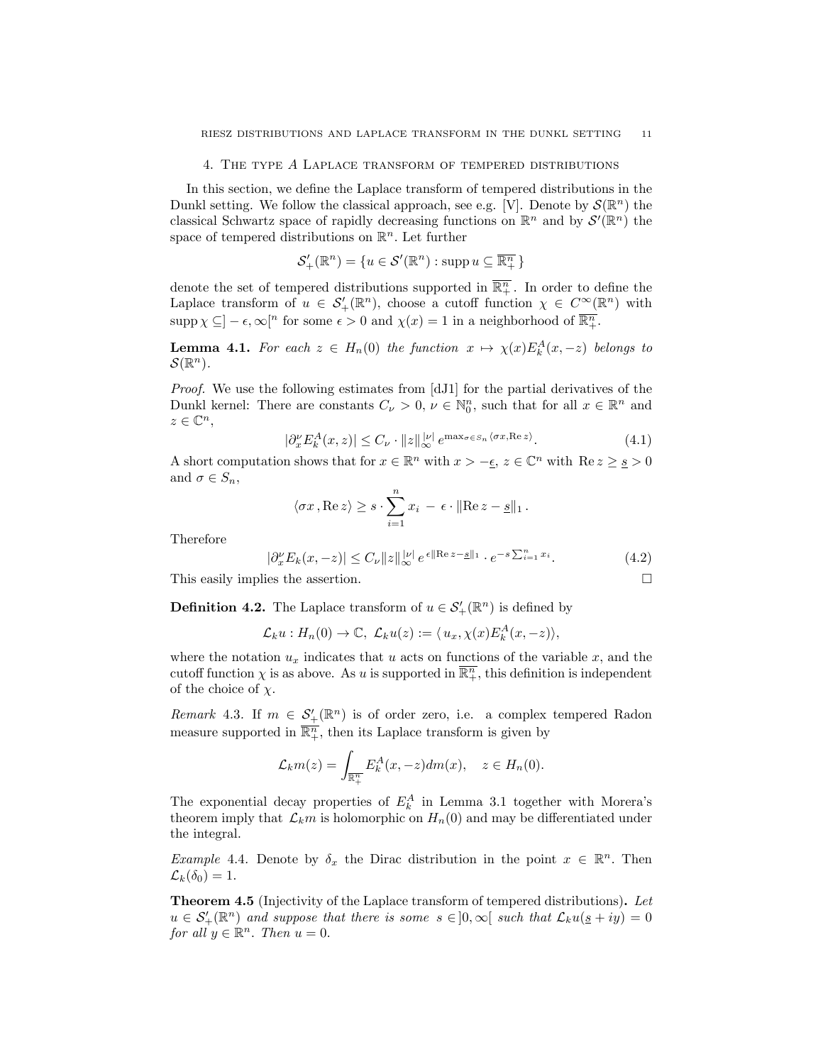## 4. The type $A$ Laplace transform of tempered distributions

In this section, we define the Laplace transform of tempered distributions in the Dunkl setting. We follow the classical approach, see e.g. [V]. Denote by $\mathcal{S}(\mathbb{R}^n)$ the classical Schwartz space of rapidly decreasing functions on $\mathbb{R}^n$ and by $\mathcal{S}'(\mathbb{R}^n)$ the space of tempered distributions on $\mathbb{R}^n$. Let further

$$\mathcal{S}'_+(\mathbb{R}^n) = \{u \in \mathcal{S}'(\mathbb{R}^n) : \operatorname{supp} u \subseteq \overline{\mathbb{R}^n_+}\}$$

denote the set of tempered distributions supported in $\overline{\mathbb{R}^n_+}$. In order to define the Laplace transform of $u \in \mathcal{S}'_+(\mathbb{R}^n)$, choose a cutoff function $\chi \in C^\infty(\mathbb{R}^n)$ with $\operatorname{supp} \chi \subseteq ]-\epsilon, \infty[^n$ for some $\epsilon > 0$ and $\chi(x) = 1$ in a neighborhood of $\overline{\mathbb{R}^n_+}$.

**Lemma 4.1.** *For each $z \in H_n(0)$ the function $x \mapsto \chi(x) E_k^A(x, -z)$ belongs to $\mathcal{S}(\mathbb{R}^n)$.*

*Proof.* We use the following estimates from [dJ1] for the partial derivatives of the Dunkl kernel: There are constants $C_\nu > 0$, $\nu \in \mathbb{N}_0^n$, such that for all $x \in \mathbb{R}^n$ and $z \in \mathbb{C}^n$,

$$|\partial_x^\nu E_k^A(x, z)| \leq C_\nu \cdot \|z\|_\infty^{|\nu|} \, e^{\max_{\sigma \in S_n} \langle \sigma x, \operatorname{Re} z \rangle}. \tag{4.1}$$

A short computation shows that for $x \in \mathbb{R}^n$ with $x > -\underline{\epsilon}$, $z \in \mathbb{C}^n$ with $\operatorname{Re} z \geq \underline{s} > 0$ and $\sigma \in S_n$,

$$\langle \sigma x \,, \operatorname{Re} z \rangle \geq s \cdot \sum_{i=1}^n x_i \, - \, \epsilon \cdot \|\operatorname{Re} z - \underline{s}\|_1 \, .$$

Therefore

$$|\partial_x^\nu E_k(x, -z)| \leq C_\nu \|z\|_\infty^{|\nu|} \, e^{\,\epsilon \|\operatorname{Re} z - \underline{s}\|_1} \cdot e^{-s \sum_{i=1}^n x_i}. \tag{4.2}$$

This easily implies the assertion. $\square$

**Definition 4.2.** The Laplace transform of $u \in \mathcal{S}'_+(\mathbb{R}^n)$ is defined by

$$\mathcal{L}_k u : H_n(0) \to \mathbb{C}, \ \mathcal{L}_k u(z) := \langle \, u_x, \chi(x) E_k^A(x, -z) \rangle,$$

where the notation $u_x$ indicates that $u$ acts on functions of the variable $x$, and the cutoff function $\chi$ is as above. As $u$ is supported in $\overline{\mathbb{R}^n_+}$, this definition is independent of the choice of $\chi$.

*Remark* 4.3. If $m \in \mathcal{S}'_+(\mathbb{R}^n)$ is of order zero, i.e. a complex tempered Radon measure supported in $\overline{\mathbb{R}^n_+}$, then its Laplace transform is given by

$$\mathcal{L}_k m(z) = \int_{\overline{\mathbb{R}^n_+}} E_k^A(x, -z) dm(x), \quad z \in H_n(0).$$

The exponential decay properties of $E_k^A$ in Lemma 3.1 together with Morera's theorem imply that $\mathcal{L}_k m$ is holomorphic on $H_n(0)$ and may be differentiated under the integral.

*Example* 4.4. Denote by $\delta_x$ the Dirac distribution in the point $x \in \mathbb{R}^n$. Then $\mathcal{L}_k(\delta_0) = 1$.

**Theorem 4.5** (Injectivity of the Laplace transform of tempered distributions)**.** *Let $u \in \mathcal{S}'_+(\mathbb{R}^n)$ and suppose that there is some $s \in ]0, \infty[$ such that $\mathcal{L}_k u(\underline{s} + iy) = 0$ for all $y \in \mathbb{R}^n$. Then $u = 0$.*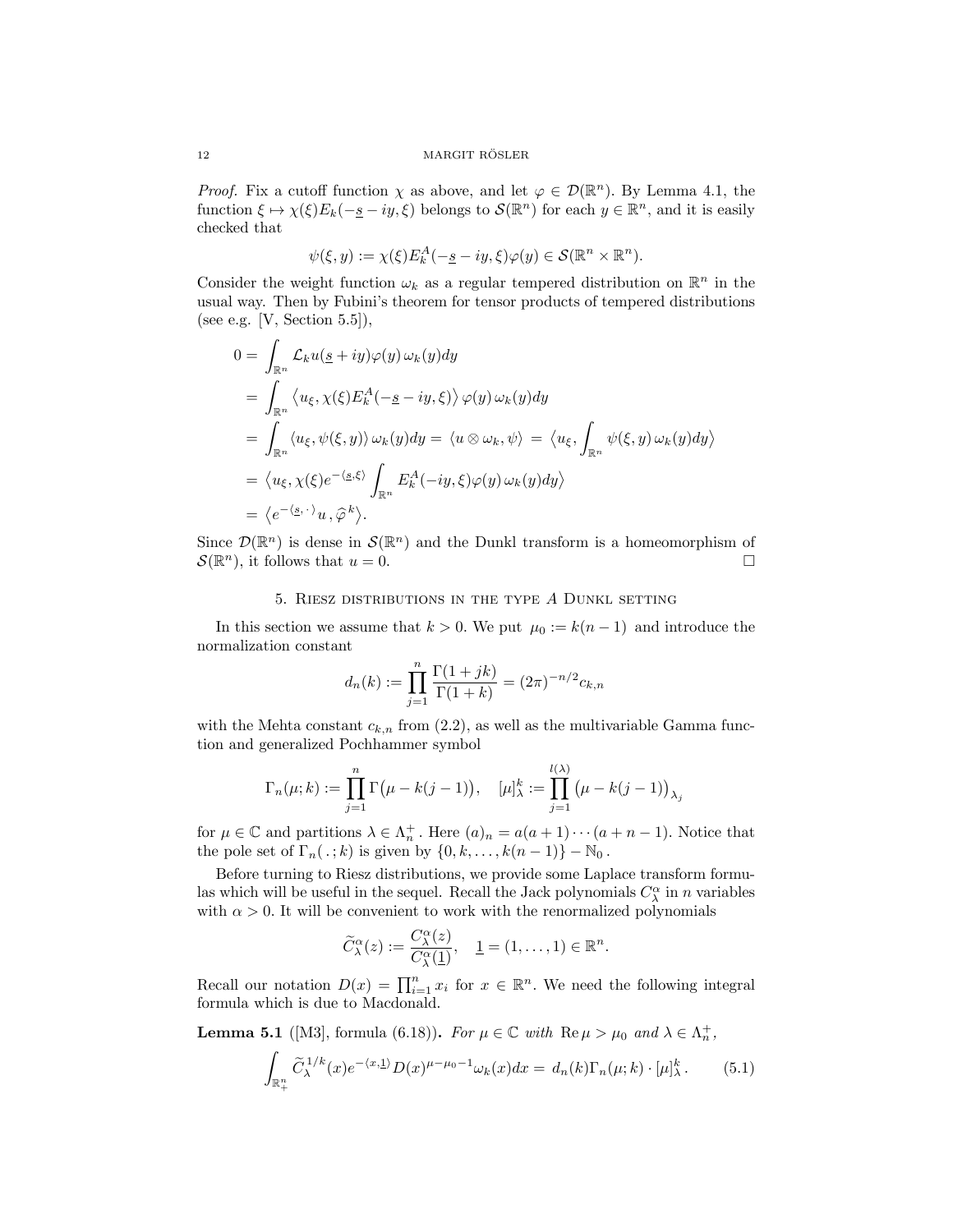*Proof.* Fix a cutoff function $\chi$ as above, and let $\varphi \in \mathcal{D}(\mathbb{R}^n)$. By Lemma 4.1, the function $\xi \mapsto \chi(\xi)E_k(-\underline{s} - iy, \xi)$ belongs to $\mathcal{S}(\mathbb{R}^n)$ for each $y \in \mathbb{R}^n$, and it is easily checked that

$$\psi(\xi, y) := \chi(\xi)E_k^A(-\underline{s} - iy, \xi)\varphi(y) \in \mathcal{S}(\mathbb{R}^n \times \mathbb{R}^n).$$

Consider the weight function $\omega_k$ as a regular tempered distribution on $\mathbb{R}^n$ in the usual way. Then by Fubini's theorem for tensor products of tempered distributions (see e.g. [V, Section 5.5]),

$$\begin{aligned}
0 &= \int_{\mathbb{R}^n} \mathcal{L}_k u(\underline{s} + iy)\varphi(y)\,\omega_k(y)dy \\
&= \int_{\mathbb{R}^n} \big\langle u_\xi, \chi(\xi)E_k^A(-\underline{s} - iy, \xi)\big\rangle\, \varphi(y)\,\omega_k(y)dy \\
&= \int_{\mathbb{R}^n} \langle u_\xi, \psi(\xi, y)\rangle\, \omega_k(y)dy = \langle u \otimes \omega_k, \psi\rangle \,=\, \Big\langle u_\xi, \int_{\mathbb{R}^n} \psi(\xi, y)\,\omega_k(y)dy\Big\rangle \\
&= \Big\langle u_\xi, \chi(\xi)e^{-\langle \underline{s}, \xi\rangle} \int_{\mathbb{R}^n} E_k^A(-iy, \xi)\varphi(y)\,\omega_k(y)dy\Big\rangle \\
&= \big\langle e^{-\langle \underline{s}, \,\cdot\,\rangle} u \,, \widehat{\varphi}^{\,k}\big\rangle.
\end{aligned}$$

Since $\mathcal{D}(\mathbb{R}^n)$ is dense in $\mathcal{S}(\mathbb{R}^n)$ and the Dunkl transform is a homeomorphism of $\mathcal{S}(\mathbb{R}^n)$, it follows that $u = 0$. □

## 5. Riesz distributions in the type $A$ Dunkl setting

In this section we assume that $k > 0$. We put $\mu_0 := k(n-1)$ and introduce the normalization constant

$$d_n(k) := \prod_{j=1}^{n} \frac{\Gamma(1 + jk)}{\Gamma(1 + k)} = (2\pi)^{-n/2} c_{k,n}$$

with the Mehta constant $c_{k,n}$ from (2.2), as well as the multivariable Gamma function and generalized Pochhammer symbol

$$\Gamma_n(\mu; k) := \prod_{j=1}^{n} \Gamma\big(\mu - k(j-1)\big), \quad [\mu]_\lambda^k := \prod_{j=1}^{l(\lambda)} \big(\mu - k(j-1)\big)_{\lambda_j}$$

for $\mu \in \mathbb{C}$ and partitions $\lambda \in \Lambda_n^+$. Here $(a)_n = a(a+1)\cdots(a+n-1)$. Notice that the pole set of $\Gamma_n(\,.\,; k)$ is given by $\{0, k, \ldots, k(n-1)\} - \mathbb{N}_0$.

Before turning to Riesz distributions, we provide some Laplace transform formulas which will be useful in the sequel. Recall the Jack polynomials $C_\lambda^\alpha$ in $n$ variables with $\alpha > 0$. It will be convenient to work with the renormalized polynomials

$$\widetilde{C}_\lambda^\alpha(z) := \frac{C_\lambda^\alpha(z)}{C_\lambda^\alpha(\underline{1})}, \quad \underline{1} = (1, \ldots, 1) \in \mathbb{R}^n.$$

Recall our notation $D(x) = \prod_{i=1}^n x_i$ for $x \in \mathbb{R}^n$. We need the following integral formula which is due to Macdonald.

**Lemma 5.1** ([M3], formula (6.18)). *For $\mu \in \mathbb{C}$ with $\operatorname{Re}\mu > \mu_0$ and $\lambda \in \Lambda_n^+$,*

$$\int_{\mathbb{R}_+^n} \widetilde{C}_\lambda^{1/k}(x)e^{-\langle x, \underline{1}\rangle} D(x)^{\mu - \mu_0 - 1}\omega_k(x)dx = \, d_n(k)\Gamma_n(\mu; k) \cdot [\mu]_\lambda^k\,. \tag{5.1}$$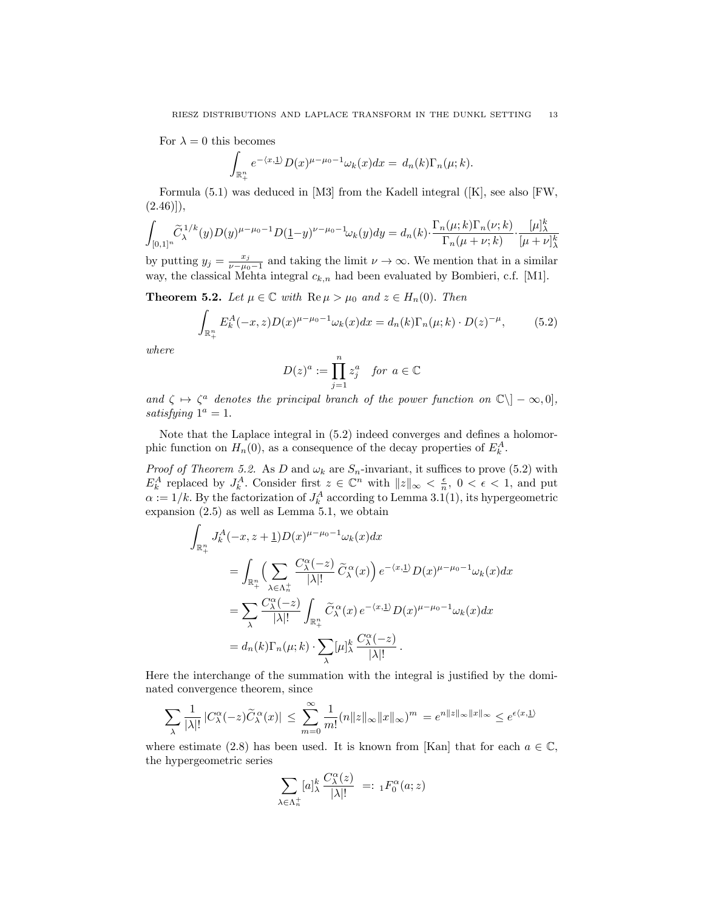For $\lambda = 0$ this becomes

$$\int_{\mathbb{R}_+^n} e^{-\langle x,\underline{1}\rangle} D(x)^{\mu-\mu_0-1}\omega_k(x)dx = \, d_n(k)\Gamma_n(\mu;k).$$

Formula (5.1) was deduced in [M3] from the Kadell integral ([K], see also [FW, (2.46)]),

$$\int_{[0,1]^n} \widetilde{C}_\lambda^{1/k}(y)D(y)^{\mu-\mu_0-1}D(\underline{1}-y)^{\nu-\mu_0-1}\omega_k(y)dy = d_n(k)\cdot\frac{\Gamma_n(\mu;k)\Gamma_n(\nu;k)}{\Gamma_n(\mu+\nu;k)}\cdot\frac{[\mu]_\lambda^k}{[\mu+\nu]_\lambda^k}$$

by putting $y_j = \frac{x_j}{\nu-\mu_0-1}$ and taking the limit $\nu\to\infty$. We mention that in a similar way, the classical Mehta integral $c_{k,n}$ had been evaluated by Bombieri, c.f. [M1].

**Theorem 5.2.** *Let $\mu\in\mathbb{C}$ with $\operatorname{Re}\mu > \mu_0$ and $z\in H_n(0)$. Then*

$$\int_{\mathbb{R}_+^n} E_k^A(-x,z)D(x)^{\mu-\mu_0-1}\omega_k(x)dx = d_n(k)\Gamma_n(\mu;k)\cdot D(z)^{-\mu}, \tag{5.2}$$

*where*

$$D(z)^a := \prod_{j=1}^n z_j^a \quad \text{for } a\in\mathbb{C}$$

*and $\zeta\mapsto\zeta^a$ denotes the principal branch of the power function on $\mathbb{C}\setminus]-\infty,0]$, satisfying $1^a = 1$.*

Note that the Laplace integral in (5.2) indeed converges and defines a holomorphic function on $H_n(0)$, as a consequence of the decay properties of $E_k^A$.

*Proof of Theorem 5.2.* As $D$ and $\omega_k$ are $S_n$-invariant, it suffices to prove (5.2) with $E_k^A$ replaced by $J_k^A$. Consider first $z\in\mathbb{C}^n$ with $\|z\|_\infty < \frac{\epsilon}{n}$, $0<\epsilon<1$, and put $\alpha := 1/k$. By the factorization of $J_k^A$ according to Lemma 3.1(1), its hypergeometric expansion (2.5) as well as Lemma 5.1, we obtain

$$\begin{aligned}
&\int_{\mathbb{R}_+^n} J_k^A(-x,z+\underline{1})D(x)^{\mu-\mu_0-1}\omega_k(x)dx \\
&\quad = \int_{\mathbb{R}_+^n}\Big(\sum_{\lambda\in\Lambda_n^+}\frac{C_\lambda^\alpha(-z)}{|\lambda|!}\,\widetilde{C}_\lambda^\alpha(x)\Big)\,e^{-\langle x,\underline{1}\rangle}D(x)^{\mu-\mu_0-1}\omega_k(x)dx \\
&\quad = \sum_\lambda\frac{C_\lambda^\alpha(-z)}{|\lambda|!}\int_{\mathbb{R}_+^n}\widetilde{C}_\lambda^\alpha(x)\,e^{-\langle x,\underline{1}\rangle}D(x)^{\mu-\mu_0-1}\omega_k(x)dx \\
&\quad = d_n(k)\Gamma_n(\mu;k)\cdot\sum_\lambda[\mu]_\lambda^k\,\frac{C_\lambda^\alpha(-z)}{|\lambda|!}\,.
\end{aligned}$$

Here the interchange of the summation with the integral is justified by the dominated convergence theorem, since

$$\sum_\lambda\frac{1}{|\lambda|!}\,|C_\lambda^\alpha(-z)\widetilde{C}_\lambda^\alpha(x)| \,\leq\, \sum_{m=0}^\infty\frac{1}{m!}(n\|z\|_\infty\|x\|_\infty)^m \,=e^{n\|z\|_\infty\|x\|_\infty}\leq e^{\epsilon\langle x,\underline{1}\rangle}$$

where estimate (2.8) has been used. It is known from [Kan] that for each $a\in\mathbb{C}$, the hypergeometric series

$$\sum_{\lambda\in\Lambda_n^+}[a]_\lambda^k\,\frac{C_\lambda^\alpha(z)}{|\lambda|!} \;=:\,{}_1F_0^\alpha(a;z)$$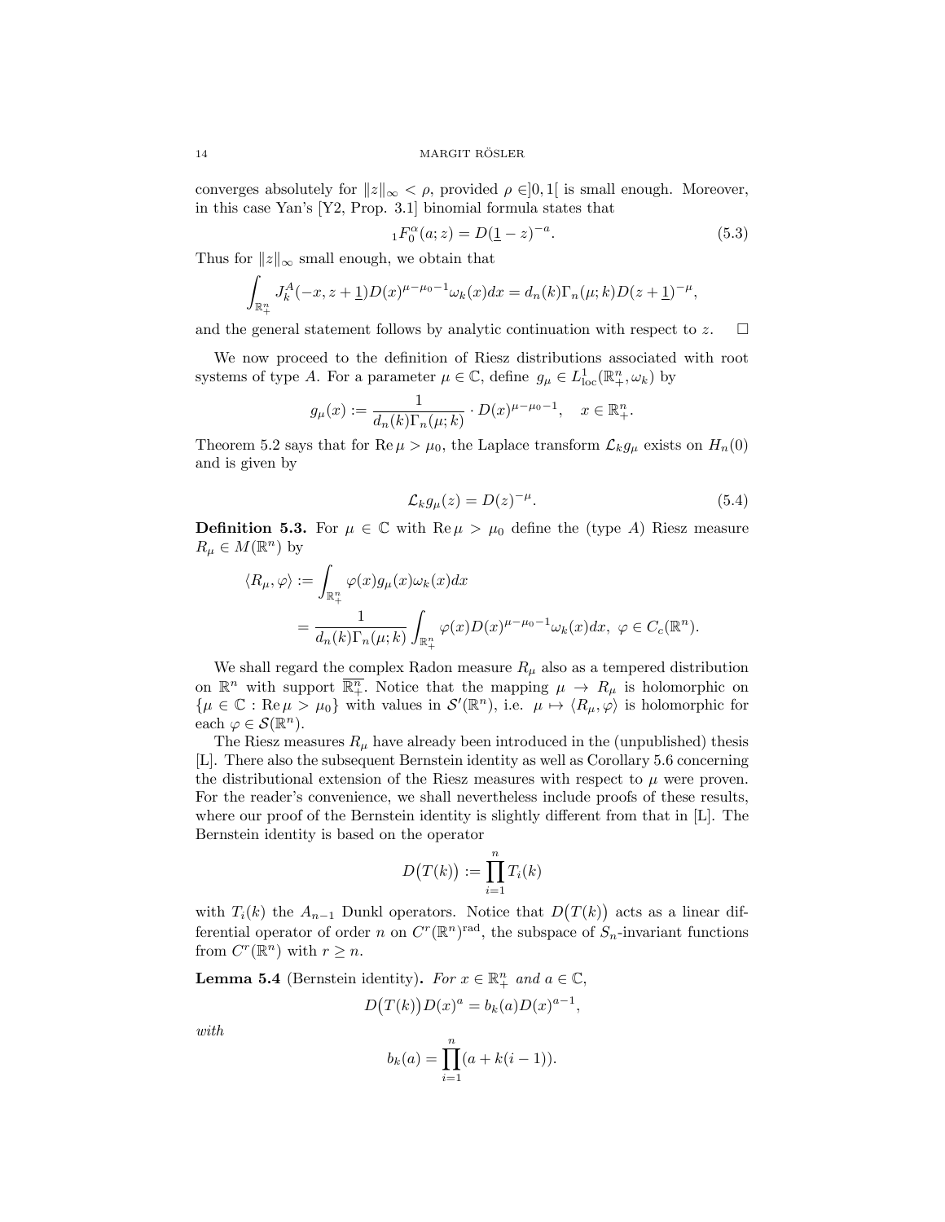converges absolutely for $\|z\|_\infty < \rho$, provided $\rho \in ]0,1[$ is small enough. Moreover, in this case Yan's [Y2, Prop. 3.1] binomial formula states that

$$ {}_1F_0^\alpha(a;z) = D(\underline{1}-z)^{-a}. \tag{5.3}$$

Thus for $\|z\|_\infty$ small enough, we obtain that

$$\int_{\mathbb{R}_+^n} J_k^A(-x, z+\underline{1}) D(x)^{\mu-\mu_0-1}\omega_k(x)dx = d_n(k)\Gamma_n(\mu;k)D(z+\underline{1})^{-\mu},$$

and the general statement follows by analytic continuation with respect to $z$. $\square$

We now proceed to the definition of Riesz distributions associated with root systems of type $A$. For a parameter $\mu \in \mathbb{C}$, define $g_\mu \in L^1_{\text{loc}}(\mathbb{R}_+^n, \omega_k)$ by

$$g_\mu(x) := \frac{1}{d_n(k)\Gamma_n(\mu;k)} \cdot D(x)^{\mu-\mu_0-1}, \quad x \in \mathbb{R}_+^n.$$

Theorem 5.2 says that for $\operatorname{Re}\mu > \mu_0$, the Laplace transform $\mathcal{L}_k g_\mu$ exists on $H_n(0)$ and is given by

$$\mathcal{L}_k g_\mu(z) = D(z)^{-\mu}. \tag{5.4}$$

**Definition 5.3.** For $\mu \in \mathbb{C}$ with $\operatorname{Re}\mu > \mu_0$ define the (type $A$) Riesz measure $R_\mu \in M(\mathbb{R}^n)$ by

$$\begin{aligned}\langle R_\mu, \varphi\rangle &:= \int_{\mathbb{R}_+^n} \varphi(x) g_\mu(x)\omega_k(x)dx \\ &= \frac{1}{d_n(k)\Gamma_n(\mu;k)} \int_{\mathbb{R}_+^n} \varphi(x) D(x)^{\mu-\mu_0-1}\omega_k(x)dx, \ \varphi \in C_c(\mathbb{R}^n).\end{aligned}$$

We shall regard the complex Radon measure $R_\mu$ also as a tempered distribution on $\mathbb{R}^n$ with support $\overline{\mathbb{R}_+^n}$. Notice that the mapping $\mu \to R_\mu$ is holomorphic on $\{\mu \in \mathbb{C} : \operatorname{Re}\mu > \mu_0\}$ with values in $\mathcal{S}'(\mathbb{R}^n)$, i.e. $\mu \mapsto \langle R_\mu, \varphi\rangle$ is holomorphic for each $\varphi \in \mathcal{S}(\mathbb{R}^n)$.

The Riesz measures $R_\mu$ have already been introduced in the (unpublished) thesis [L]. There also the subsequent Bernstein identity as well as Corollary 5.6 concerning the distributional extension of the Riesz measures with respect to $\mu$ were proven. For the reader's convenience, we shall nevertheless include proofs of these results, where our proof of the Bernstein identity is slightly different from that in [L]. The Bernstein identity is based on the operator

$$D\big(T(k)\big) := \prod_{i=1}^n T_i(k)$$

with $T_i(k)$ the $A_{n-1}$ Dunkl operators. Notice that $D\big(T(k)\big)$ acts as a linear differential operator of order $n$ on $C^r(\mathbb{R}^n)^{\text{rad}}$, the subspace of $S_n$-invariant functions from $C^r(\mathbb{R}^n)$ with $r \geq n$.

**Lemma 5.4** (Bernstein identity)**.** *For $x \in \mathbb{R}_+^n$ and $a \in \mathbb{C}$,*

$$D\big(T(k)\big)D(x)^a = b_k(a)D(x)^{a-1},$$

*with*

$$b_k(a) = \prod_{i=1}^n (a + k(i-1)).$$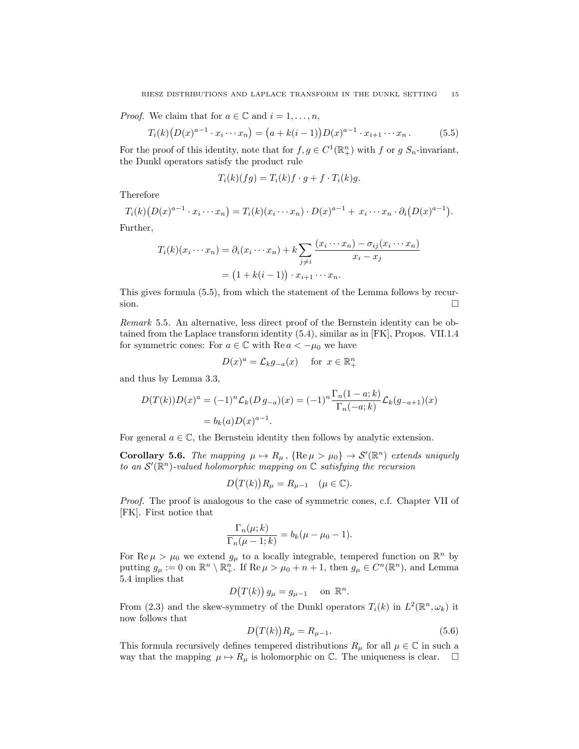*Proof.* We claim that for $a \in \mathbb{C}$ and $i = 1, \ldots, n$,

$$T_i(k)\big(D(x)^{a-1} \cdot x_i \cdots x_n\big) = \big(a + k(i-1)\big) D(x)^{a-1} \cdot x_{i+1} \cdots x_n \,. \tag{5.5}$$

For the proof of this identity, note that for $f, g \in C^1(\mathbb{R}^n_+)$ with $f$ or $g$ $S_n$-invariant, the Dunkl operators satisfy the product rule

$$T_i(k)(fg) = T_i(k)f \cdot g + f \cdot T_i(k)g.$$

Therefore

$$T_i(k)\big(D(x)^{a-1} \cdot x_i \cdots x_n\big) = T_i(k)(x_i \cdots x_n) \cdot D(x)^{a-1} + \, x_i \cdots x_n \cdot \partial_i\big(D(x)^{a-1}\big).$$

Further,

$$\begin{aligned} T_i(k)(x_i \cdots x_n) &= \partial_i(x_i \cdots x_n) + k \sum_{j \neq i} \frac{(x_i \cdots x_n) - \sigma_{ij}(x_i \cdots x_n)}{x_i - x_j} \\ &= \big(1 + k(i-1)\big) \cdot x_{i+1} \cdots x_n. \end{aligned}$$

This gives formula (5.5), from which the statement of the Lemma follows by recursion. $\square$

*Remark* 5.5. An alternative, less direct proof of the Bernstein identity can be obtained from the Laplace transform identity (5.4), similar as in [FK], Propos. VII.1.4 for symmetric cones: For $a \in \mathbb{C}$ with $\operatorname{Re} a < -\mu_0$ we have

$$D(x)^a = \mathcal{L}_k g_{-a}(x) \quad \text{ for } \ x \in \mathbb{R}^n_+$$

and thus by Lemma 3.3,

$$\begin{aligned} D(T(k))D(x)^a &= (-1)^n \mathcal{L}_k(D\, g_{-a})(x) = (-1)^n \frac{\Gamma_n(1-a;k)}{\Gamma_n(-a;k)} \mathcal{L}_k(g_{-a+1})(x) \\ &= b_k(a) D(x)^{a-1}. \end{aligned}$$

For general $a \in \mathbb{C}$, the Bernstein identity then follows by analytic extension.

**Corollary 5.6.** *The mapping $\mu \mapsto R_\mu$, $\{\operatorname{Re} \mu > \mu_0\} \to \mathcal{S}'(\mathbb{R}^n)$ extends uniquely to an $\mathcal{S}'(\mathbb{R}^n)$-valued holomorphic mapping on $\mathbb{C}$ satisfying the recursion*

$$D\big(T(k)\big) R_\mu = R_{\mu-1} \quad (\mu \in \mathbb{C}).$$

*Proof.* The proof is analogous to the case of symmetric cones, c.f. Chapter VII of [FK]. First notice that

$$\frac{\Gamma_n(\mu;k)}{\Gamma_n(\mu-1;k)} = b_k(\mu - \mu_0 - 1).$$

For $\operatorname{Re} \mu > \mu_0$ we extend $g_\mu$ to a locally integrable, tempered function on $\mathbb{R}^n$ by putting $g_\mu := 0$ on $\mathbb{R}^n \setminus \mathbb{R}^n_+$. If $\operatorname{Re} \mu > \mu_0 + n + 1$, then $g_\mu \in C^n(\mathbb{R}^n)$, and Lemma 5.4 implies that

$$D\big(T(k)\big)\, g_\mu = g_{\mu-1} \quad \text{ on } \ \mathbb{R}^n.$$

From (2.3) and the skew-symmetry of the Dunkl operators $T_i(k)$ in $L^2(\mathbb{R}^n, \omega_k)$ it now follows that

$$D\big(T(k)\big) R_\mu = R_{\mu-1}. \tag{5.6}$$

This formula recursively defines tempered distributions $R_\mu$ for all $\mu \in \mathbb{C}$ in such a way that the mapping $\mu \mapsto R_\mu$ is holomorphic on $\mathbb{C}$. The uniqueness is clear. $\square$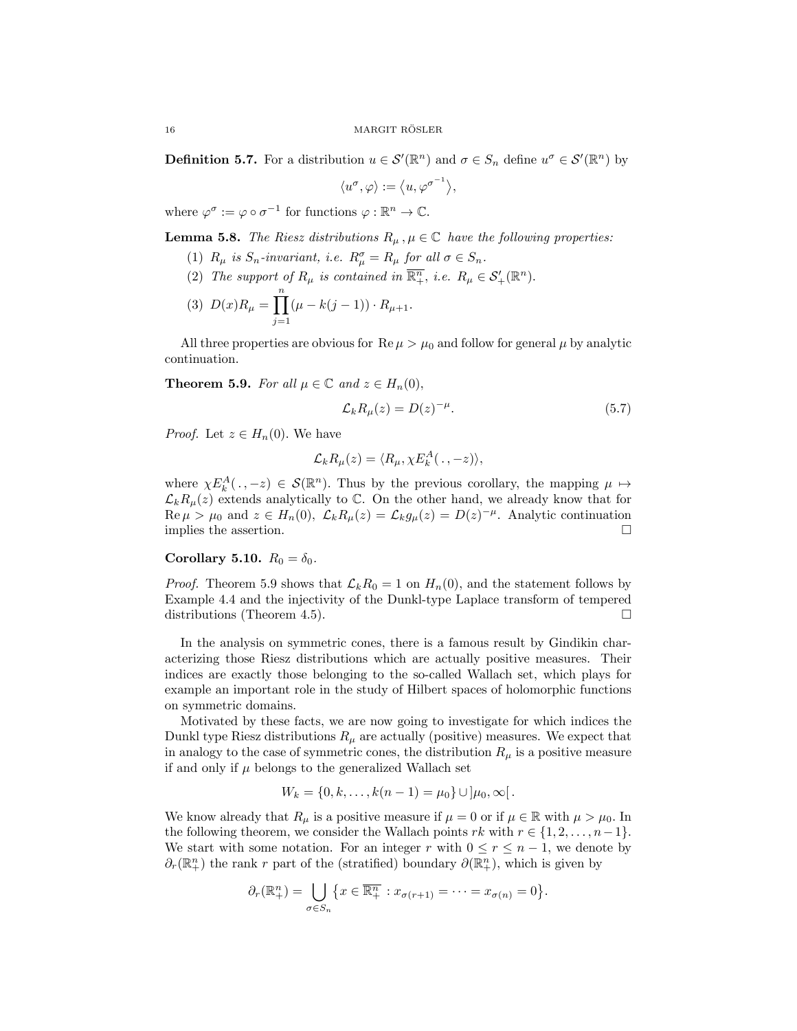**Definition 5.7.** For a distribution $u \in \mathcal{S}'(\mathbb{R}^n)$ and $\sigma \in S_n$ define $u^\sigma \in \mathcal{S}'(\mathbb{R}^n)$ by

$$\langle u^\sigma, \varphi \rangle := \langle u, \varphi^{\sigma^{-1}} \rangle,$$

where $\varphi^\sigma := \varphi \circ \sigma^{-1}$ for functions $\varphi : \mathbb{R}^n \to \mathbb{C}$.

**Lemma 5.8.** *The Riesz distributions $R_\mu\,, \mu \in \mathbb{C}$ have the following properties:*

1. *$R_\mu$ is $S_n$-invariant, i.e. $R_\mu^\sigma = R_\mu$ for all $\sigma \in S_n$.*
2. *The support of $R_\mu$ is contained in $\overline{\mathbb{R}^n_+}$, i.e. $R_\mu \in \mathcal{S}'_+(\mathbb{R}^n)$.*
3. $D(x)R_\mu = \displaystyle\prod_{j=1}^{n} (\mu - k(j-1)) \cdot R_{\mu+1}$.

All three properties are obvious for $\operatorname{Re}\mu > \mu_0$ and follow for general $\mu$ by analytic continuation.

**Theorem 5.9.** *For all $\mu \in \mathbb{C}$ and $z \in H_n(0)$,*

$$\mathcal{L}_k R_\mu(z) = D(z)^{-\mu}. \tag{5.7}$$

*Proof.* Let $z \in H_n(0)$. We have

$$\mathcal{L}_k R_\mu(z) = \langle R_\mu, \chi E_k^A(\,.\,, -z)\rangle,$$

where $\chi E_k^A(\,.\,, -z) \in \mathcal{S}(\mathbb{R}^n)$. Thus by the previous corollary, the mapping $\mu \mapsto \mathcal{L}_k R_\mu(z)$ extends analytically to $\mathbb{C}$. On the other hand, we already know that for $\operatorname{Re}\mu > \mu_0$ and $z \in H_n(0)$, $\mathcal{L}_k R_\mu(z) = \mathcal{L}_k g_\mu(z) = D(z)^{-\mu}$. Analytic continuation implies the assertion. □

**Corollary 5.10.** $R_0 = \delta_0$.

*Proof.* Theorem 5.9 shows that $\mathcal{L}_k R_0 = 1$ on $H_n(0)$, and the statement follows by Example 4.4 and the injectivity of the Dunkl-type Laplace transform of tempered distributions (Theorem 4.5). □

In the analysis on symmetric cones, there is a famous result by Gindikin characterizing those Riesz distributions which are actually positive measures. Their indices are exactly those belonging to the so-called Wallach set, which plays for example an important role in the study of Hilbert spaces of holomorphic functions on symmetric domains.

Motivated by these facts, we are now going to investigate for which indices the Dunkl type Riesz distributions $R_\mu$ are actually (positive) measures. We expect that in analogy to the case of symmetric cones, the distribution $R_\mu$ is a positive measure if and only if $\mu$ belongs to the generalized Wallach set

$$W_k = \{0, k, \ldots, k(n-1) = \mu_0\} \cup \,]\mu_0, \infty[\,.$$

We know already that $R_\mu$ is a positive measure if $\mu = 0$ or if $\mu \in \mathbb{R}$ with $\mu > \mu_0$. In the following theorem, we consider the Wallach points $rk$ with $r \in \{1, 2, \ldots, n-1\}$. We start with some notation. For an integer $r$ with $0 \le r \le n-1$, we denote by $\partial_r(\mathbb{R}^n_+)$ the rank $r$ part of the (stratified) boundary $\partial(\mathbb{R}^n_+)$, which is given by

$$\partial_r(\mathbb{R}^n_+) = \bigcup_{\sigma \in S_n} \big\{ x \in \overline{\mathbb{R}^n_+} : x_{\sigma(r+1)} = \cdots = x_{\sigma(n)} = 0 \big\}.$$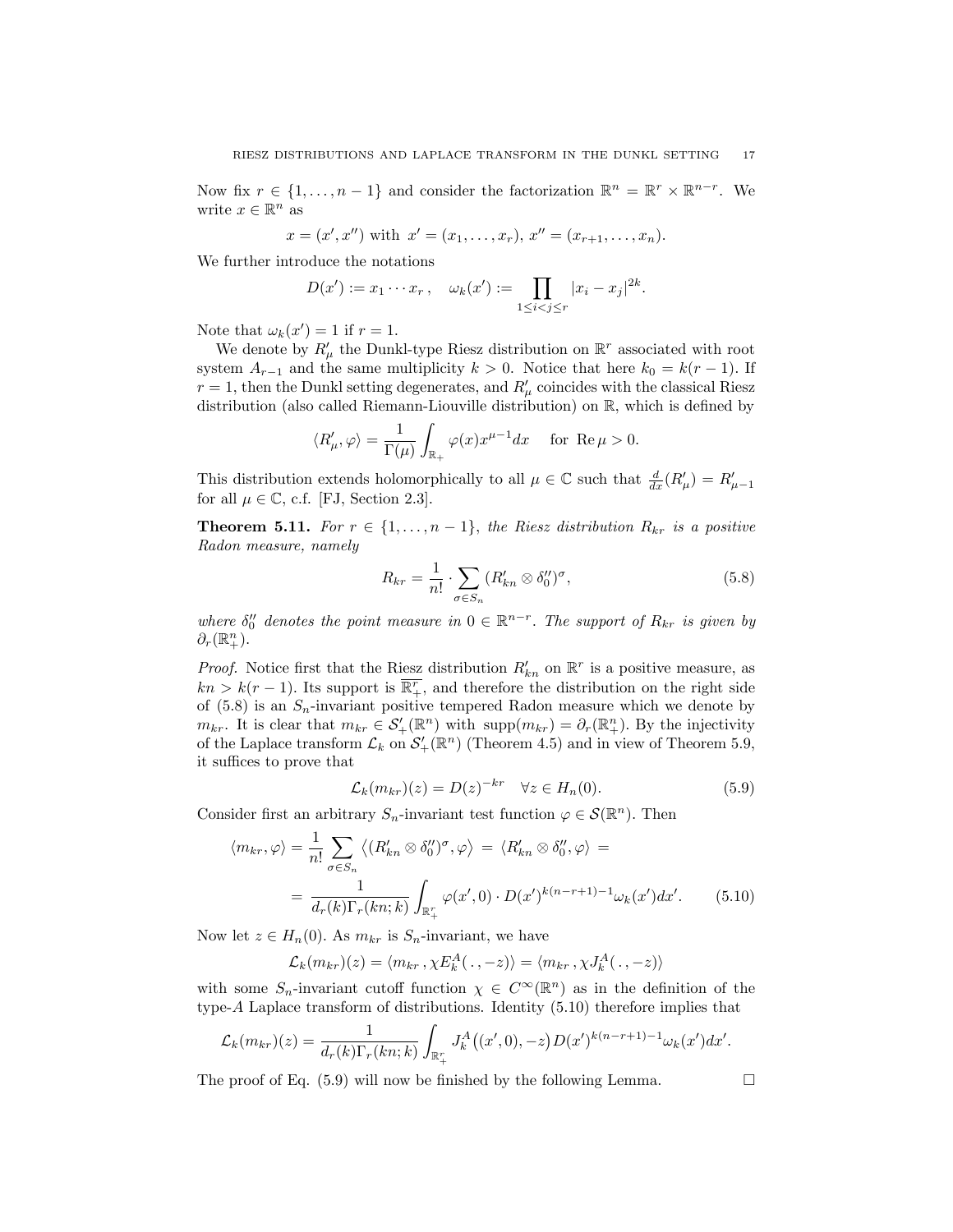Now fix $r \in \{1, \dots, n-1\}$ and consider the factorization $\mathbb{R}^n = \mathbb{R}^r \times \mathbb{R}^{n-r}$. We write $x \in \mathbb{R}^n$ as

$$x = (x', x'') \text{ with } x' = (x_1, \dots, x_r),\ x'' = (x_{r+1}, \dots, x_n).$$

We further introduce the notations

$$D(x') := x_1 \cdots x_r\,, \quad \omega_k(x') := \prod_{1 \le i < j \le r} |x_i - x_j|^{2k}.$$

Note that $\omega_k(x') = 1$ if $r = 1$.

We denote by $R'_\mu$ the Dunkl-type Riesz distribution on $\mathbb{R}^r$ associated with root system $A_{r-1}$ and the same multiplicity $k > 0$. Notice that here $k_0 = k(r-1)$. If $r = 1$, then the Dunkl setting degenerates, and $R'_\mu$ coincides with the classical Riesz distribution (also called Riemann-Liouville distribution) on $\mathbb{R}$, which is defined by

$$\langle R'_\mu, \varphi\rangle = \frac{1}{\Gamma(\mu)} \int_{\mathbb{R}_+} \varphi(x) x^{\mu-1} dx \quad \text{ for } \operatorname{Re}\mu > 0.$$

This distribution extends holomorphically to all $\mu \in \mathbb{C}$ such that $\frac{d}{dx}(R'_\mu) = R'_{\mu-1}$ for all $\mu \in \mathbb{C}$, c.f. [FJ, Section 2.3].

**Theorem 5.11.** *For $r \in \{1, \dots, n-1\}$, the Riesz distribution $R_{kr}$ is a positive Radon measure, namely*

$$R_{kr} = \frac{1}{n!} \cdot \sum_{\sigma \in S_n} (R'_{kn} \otimes \delta''_0)^\sigma, \tag{5.8}$$

*where $\delta''_0$ denotes the point measure in $0 \in \mathbb{R}^{n-r}$. The support of $R_{kr}$ is given by $\partial_r(\mathbb{R}^n_+)$.*

*Proof.* Notice first that the Riesz distribution $R'_{kn}$ on $\mathbb{R}^r$ is a positive measure, as $kn > k(r-1)$. Its support is $\overline{\mathbb{R}^r_+}$, and therefore the distribution on the right side of (5.8) is an $S_n$-invariant positive tempered Radon measure which we denote by $m_{kr}$. It is clear that $m_{kr} \in \mathcal{S}'_+(\mathbb{R}^n)$ with $\operatorname{supp}(m_{kr}) = \partial_r(\mathbb{R}^n_+)$. By the injectivity of the Laplace transform $\mathcal{L}_k$ on $\mathcal{S}'_+(\mathbb{R}^n)$ (Theorem 4.5) and in view of Theorem 5.9, it suffices to prove that

$$\mathcal{L}_k(m_{kr})(z) = D(z)^{-kr} \quad \forall z \in H_n(0). \tag{5.9}$$

Consider first an arbitrary $S_n$-invariant test function $\varphi \in \mathcal{S}(\mathbb{R}^n)$. Then

$$\begin{aligned}\langle m_{kr}, \varphi\rangle &= \frac{1}{n!} \sum_{\sigma \in S_n} \big\langle (R'_{kn} \otimes \delta''_0)^\sigma, \varphi\big\rangle \,=\, \langle R'_{kn} \otimes \delta''_0, \varphi\rangle \,= \\ &= \frac{1}{d_r(k)\Gamma_r(kn;k)} \int_{\mathbb{R}^r_+} \varphi(x', 0) \cdot D(x')^{k(n-r+1)-1} \omega_k(x') dx'.\end{aligned} \tag{5.10}$$

Now let $z \in H_n(0)$. As $m_{kr}$ is $S_n$-invariant, we have

$$\mathcal{L}_k(m_{kr})(z) = \langle m_{kr}\,, \chi E_k^A(\,.\,, -z)\rangle = \langle m_{kr}\,, \chi J_k^A(\,.\,, -z)\rangle$$

with some $S_n$-invariant cutoff function $\chi \in C^\infty(\mathbb{R}^n)$ as in the definition of the type-$A$ Laplace transform of distributions. Identity (5.10) therefore implies that

$$\mathcal{L}_k(m_{kr})(z) = \frac{1}{d_r(k)\Gamma_r(kn;k)} \int_{\mathbb{R}^r_+} J_k^A\big((x', 0), -z\big) D(x')^{k(n-r+1)-1} \omega_k(x') dx'.$$

The proof of Eq. (5.9) will now be finished by the following Lemma. $\square$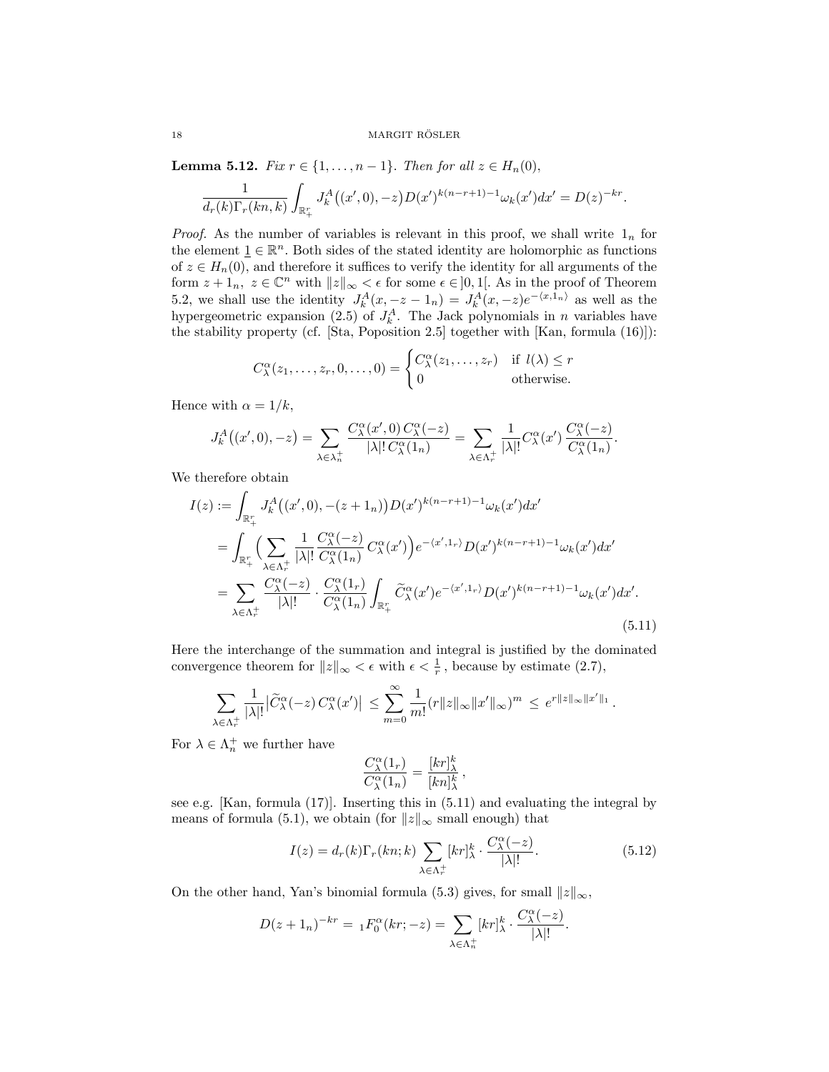**Lemma 5.12.** *Fix $r \in \{1, \ldots, n-1\}$. Then for all $z \in H_n(0)$,*

$$\frac{1}{d_r(k)\Gamma_r(kn,k)} \int_{\mathbb{R}_+^r} J_k^A\big((x',0), -z\big) D(x')^{k(n-r+1)-1} \omega_k(x') dx' = D(z)^{-kr}.$$

*Proof.* As the number of variables is relevant in this proof, we shall write $1_n$ for the element $\underline{1} \in \mathbb{R}^n$. Both sides of the stated identity are holomorphic as functions of $z \in H_n(0)$, and therefore it suffices to verify the identity for all arguments of the form $z + 1_n$, $z \in \mathbb{C}^n$ with $\|z\|_\infty < \epsilon$ for some $\epsilon \in ]0,1[$. As in the proof of Theorem 5.2, we shall use the identity $J_k^A(x, -z - 1_n) = J_k^A(x,-z)e^{-\langle x, 1_n\rangle}$ as well as the hypergeometric expansion (2.5) of $J_k^A$. The Jack polynomials in $n$ variables have the stability property (cf. [Sta, Poposition 2.5] together with [Kan, formula (16)]):

$$C_\lambda^\alpha(z_1, \ldots, z_r, 0, \ldots, 0) = \begin{cases} C_\lambda^\alpha(z_1, \ldots, z_r) & \text{if } l(\lambda) \leq r \\ 0 & \text{otherwise.} \end{cases}$$

Hence with $\alpha = 1/k$,

$$J_k^A\big((x',0), -z\big) = \sum_{\lambda \in \lambda_n^+} \frac{C_\lambda^\alpha(x',0)\, C_\lambda^\alpha(-z)}{|\lambda|!\, C_\lambda^\alpha(1_n)} = \sum_{\lambda \in \Lambda_r^+} \frac{1}{|\lambda|!} C_\lambda^\alpha(x')\, \frac{C_\lambda^\alpha(-z)}{C_\lambda^\alpha(1_n)}.$$

We therefore obtain

$$\begin{aligned}
I(z) &:= \int_{\mathbb{R}_+^r} J_k^A\big((x',0), -(z+1_n)\big) D(x')^{k(n-r+1)-1} \omega_k(x') dx' \\
&= \int_{\mathbb{R}_+^r} \Big( \sum_{\lambda \in \Lambda_r^+} \frac{1}{|\lambda|!} \frac{C_\lambda^\alpha(-z)}{C_\lambda^\alpha(1_n)}\, C_\lambda^\alpha(x') \Big) e^{-\langle x', 1_r\rangle} D(x')^{k(n-r+1)-1} \omega_k(x') dx' \\
&= \sum_{\lambda \in \Lambda_r^+} \frac{C_\lambda^\alpha(-z)}{|\lambda|!} \cdot \frac{C_\lambda^\alpha(1_r)}{C_\lambda^\alpha(1_n)} \int_{\mathbb{R}_+^r} \widetilde{C}_\lambda^\alpha(x') e^{-\langle x', 1_r\rangle} D(x')^{k(n-r+1)-1} \omega_k(x') dx'.
\end{aligned} \tag{5.11}$$

Here the interchange of the summation and integral is justified by the dominated convergence theorem for $\|z\|_\infty < \epsilon$ with $\epsilon < \frac{1}{r}$, because by estimate (2.7),

$$\sum_{\lambda \in \Lambda_r^+} \frac{1}{|\lambda|!} \big| \widetilde{C}_\lambda^\alpha(-z)\, C_\lambda^\alpha(x') \big| \leq \sum_{m=0}^\infty \frac{1}{m!} (r\|z\|_\infty \|x'\|_\infty)^m \leq e^{r\|z\|_\infty \|x'\|_1}.$$

For $\lambda \in \Lambda_n^+$ we further have

$$\frac{C_\lambda^\alpha(1_r)}{C_\lambda^\alpha(1_n)} = \frac{[kr]_\lambda^k}{[kn]_\lambda^k},$$

see e.g. [Kan, formula (17)]. Inserting this in (5.11) and evaluating the integral by means of formula (5.1), we obtain (for $\|z\|_\infty$ small enough) that

$$I(z) = d_r(k)\Gamma_r(kn;k) \sum_{\lambda \in \Lambda_r^+} [kr]_\lambda^k \cdot \frac{C_\lambda^\alpha(-z)}{|\lambda|!}. \tag{5.12}$$

On the other hand, Yan's binomial formula (5.3) gives, for small $\|z\|_\infty$,

$$D(z+1_n)^{-kr} = {}_1F_0^\alpha(kr; -z) = \sum_{\lambda \in \Lambda_n^+} [kr]_\lambda^k \cdot \frac{C_\lambda^\alpha(-z)}{|\lambda|!}.$$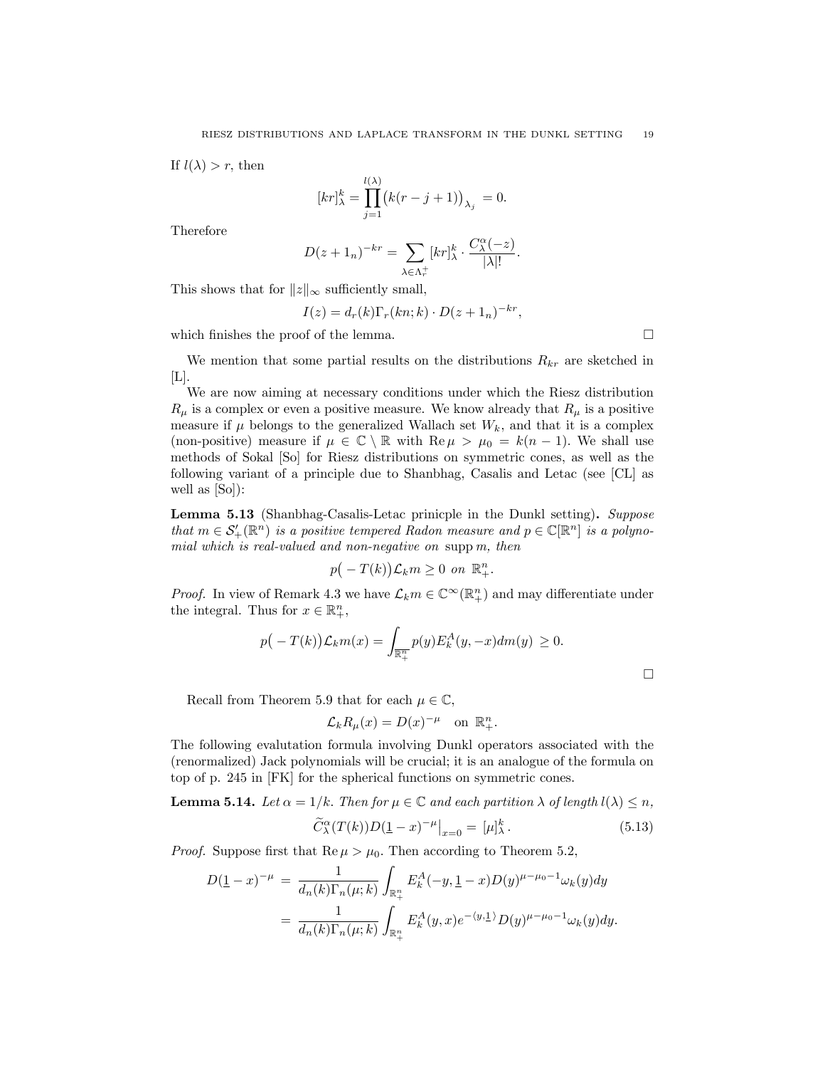If $l(\lambda) > r$, then

$$[kr]^k_\lambda = \prod_{j=1}^{l(\lambda)} \big(k(r-j+1)\big)_{\lambda_j} = 0.$$

Therefore

$$D(z+1_n)^{-kr} = \sum_{\lambda\in\Lambda_r^+} [kr]^k_\lambda \cdot \frac{C^\alpha_\lambda(-z)}{|\lambda|!}.$$

This shows that for $\|z\|_\infty$ sufficiently small,

$$I(z) = d_r(k)\Gamma_r(kn;k)\cdot D(z+1_n)^{-kr},$$

which finishes the proof of the lemma. □

We mention that some partial results on the distributions $R_{kr}$ are sketched in [L].

We are now aiming at necessary conditions under which the Riesz distribution $R_\mu$ is a complex or even a positive measure. We know already that $R_\mu$ is a positive measure if $\mu$ belongs to the generalized Wallach set $W_k$, and that it is a complex (non-positive) measure if $\mu \in \mathbb{C}\setminus\mathbb{R}$ with $\operatorname{Re}\mu > \mu_0 = k(n-1)$. We shall use methods of Sokal [So] for Riesz distributions on symmetric cones, as well as the following variant of a principle due to Shanbhag, Casalis and Letac (see [CL] as well as [So]):

**Lemma 5.13** (Shanbhag-Casalis-Letac prinicple in the Dunkl setting). *Suppose that $m \in \mathcal{S}'_+(\mathbb{R}^n)$ is a positive tempered Radon measure and $p \in \mathbb{C}[\mathbb{R}^n]$ is a polynomial which is real-valued and non-negative on $\operatorname{supp} m$, then*

$$p\big(-T(k)\big)\mathcal{L}_k m \geq 0 \text{ on } \mathbb{R}^n_+.$$

*Proof.* In view of Remark 4.3 we have $\mathcal{L}_k m \in \mathbb{C}^\infty(\mathbb{R}^n_+)$ and may differentiate under the integral. Thus for $x \in \mathbb{R}^n_+$,

$$p\big(-T(k)\big)\mathcal{L}_k m(x) = \int_{\mathbb{R}^n_+} p(y) E^A_k(y,-x)dm(y) \geq 0.$$

□

Recall from Theorem 5.9 that for each $\mu\in\mathbb{C}$,

$$\mathcal{L}_k R_\mu(x) = D(x)^{-\mu} \quad \text{on } \mathbb{R}^n_+.$$

The following evalutation formula involving Dunkl operators associated with the (renormalized) Jack polynomials will be crucial; it is an analogue of the formula on top of p. 245 in [FK] for the spherical functions on symmetric cones.

**Lemma 5.14.** *Let $\alpha = 1/k$. Then for $\mu\in\mathbb{C}$ and each partition $\lambda$ of length $l(\lambda)\leq n$,*

$$\widetilde{C}^\alpha_\lambda(T(k))D(\underline{1}-x)^{-\mu}\big|_{x=0} = [\mu]^k_\lambda. \tag{5.13}$$

*Proof.* Suppose first that $\operatorname{Re}\mu > \mu_0$. Then according to Theorem 5.2,

$$\begin{aligned} D(\underline{1}-x)^{-\mu} &= \frac{1}{d_n(k)\Gamma_n(\mu;k)} \int_{\mathbb{R}^n_+} E^A_k(-y,\underline{1}-x)D(y)^{\mu-\mu_0-1}\omega_k(y)dy \\ &= \frac{1}{d_n(k)\Gamma_n(\mu;k)} \int_{\mathbb{R}^n_+} E^A_k(y,x)e^{-\langle y,\underline{1}\rangle}D(y)^{\mu-\mu_0-1}\omega_k(y)dy. \end{aligned}$$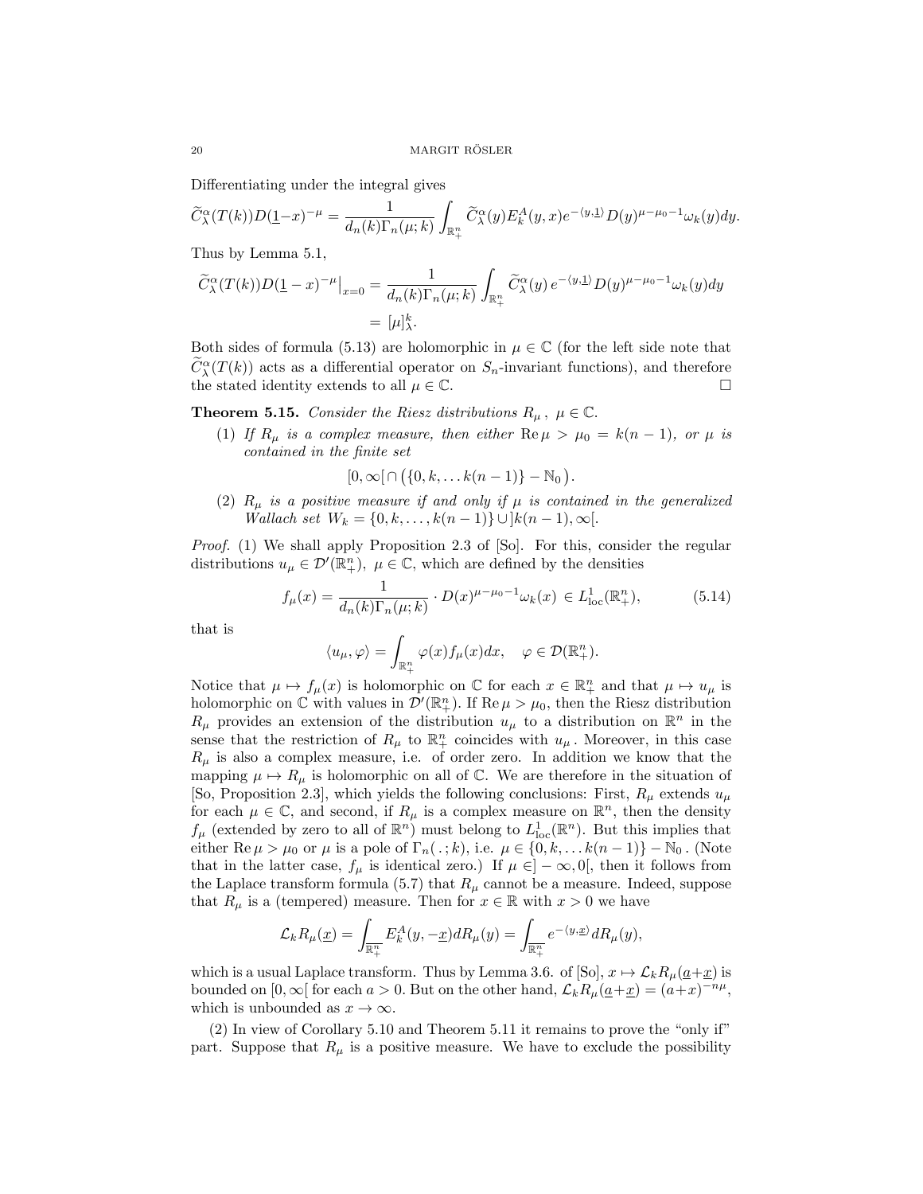Differentiating under the integral gives

$$\widetilde{C}_\lambda^\alpha(T(k))D(\underline{1}-x)^{-\mu} = \frac{1}{d_n(k)\Gamma_n(\mu;k)}\int_{\mathbb{R}_+^n}\widetilde{C}_\lambda^\alpha(y)E_k^A(y,x)e^{-\langle y,\underline{1}\rangle}D(y)^{\mu-\mu_0-1}\omega_k(y)dy.$$

Thus by Lemma 5.1,

$$\begin{aligned}\widetilde{C}_\lambda^\alpha(T(k))D(\underline{1}-x)^{-\mu}\big|_{x=0} &= \frac{1}{d_n(k)\Gamma_n(\mu;k)}\int_{\mathbb{R}_+^n}\widetilde{C}_\lambda^\alpha(y)\,e^{-\langle y,\underline{1}\rangle}D(y)^{\mu-\mu_0-1}\omega_k(y)dy\\ &= [\mu]_\lambda^k.\end{aligned}$$

Both sides of formula (5.13) are holomorphic in $\mu\in\mathbb{C}$ (for the left side note that $\widetilde{C}_\lambda^\alpha(T(k))$ acts as a differential operator on $S_n$-invariant functions), and therefore the stated identity extends to all $\mu\in\mathbb{C}$. □

**Theorem 5.15.** *Consider the Riesz distributions $R_\mu\,,\ \mu\in\mathbb{C}$.*

1. *If $R_\mu$ is a complex measure, then either $\operatorname{Re}\mu>\mu_0=k(n-1)$, or $\mu$ is contained in the finite set*
$$[0,\infty[\,\cap\big(\{0,k,\dots k(n-1)\}-\mathbb{N}_0\big).$$
2. *$R_\mu$ is a positive measure if and only if $\mu$ is contained in the generalized Wallach set $W_k=\{0,k,\dots,k(n-1)\}\cup]k(n-1),\infty[$.*

*Proof.* (1) We shall apply Proposition 2.3 of [So]. For this, consider the regular distributions $u_\mu\in\mathcal{D}'(\mathbb{R}_+^n),\ \mu\in\mathbb{C}$, which are defined by the densities

$$f_\mu(x)=\frac{1}{d_n(k)\Gamma_n(\mu;k)}\cdot D(x)^{\mu-\mu_0-1}\omega_k(x)\,\in L^1_{\mathrm{loc}}(\mathbb{R}_+^n), \tag{5.14}$$

that is

$$\langle u_\mu,\varphi\rangle=\int_{\mathbb{R}_+^n}\varphi(x)f_\mu(x)dx,\quad \varphi\in\mathcal{D}(\mathbb{R}_+^n).$$

Notice that $\mu\mapsto f_\mu(x)$ is holomorphic on $\mathbb{C}$ for each $x\in\mathbb{R}_+^n$ and that $\mu\mapsto u_\mu$ is holomorphic on $\mathbb{C}$ with values in $\mathcal{D}'(\mathbb{R}_+^n)$. If $\operatorname{Re}\mu>\mu_0$, then the Riesz distribution $R_\mu$ provides an extension of the distribution $u_\mu$ to a distribution on $\mathbb{R}^n$ in the sense that the restriction of $R_\mu$ to $\mathbb{R}_+^n$ coincides with $u_\mu$. Moreover, in this case $R_\mu$ is also a complex measure, i.e. of order zero. In addition we know that the mapping $\mu\mapsto R_\mu$ is holomorphic on all of $\mathbb{C}$. We are therefore in the situation of [So, Proposition 2.3], which yields the following conclusions: First, $R_\mu$ extends $u_\mu$ for each $\mu\in\mathbb{C}$, and second, if $R_\mu$ is a complex measure on $\mathbb{R}^n$, then the density $f_\mu$ (extended by zero to all of $\mathbb{R}^n$) must belong to $L^1_{\mathrm{loc}}(\mathbb{R}^n)$. But this implies that either $\operatorname{Re}\mu>\mu_0$ or $\mu$ is a pole of $\Gamma_n(\,.\,;k)$, i.e. $\mu\in\{0,k,\dots k(n-1)\}-\mathbb{N}_0$. (Note that in the latter case, $f_\mu$ is identical zero.) If $\mu\in]-\infty,0[$, then it follows from the Laplace transform formula (5.7) that $R_\mu$ cannot be a measure. Indeed, suppose that $R_\mu$ is a (tempered) measure. Then for $x\in\mathbb{R}$ with $x>0$ we have

$$\mathcal{L}_kR_\mu(\underline{x})=\int_{\overline{\mathbb{R}_+^n}}E_k^A(y,-\underline{x})dR_\mu(y)=\int_{\overline{\mathbb{R}_+^n}}e^{-\langle y,\underline{x}\rangle}dR_\mu(y),$$

which is a usual Laplace transform. Thus by Lemma 3.6. of [So], $x\mapsto\mathcal{L}_kR_\mu(\underline{a}+\underline{x})$ is bounded on $[0,\infty[$ for each $a>0$. But on the other hand, $\mathcal{L}_kR_\mu(\underline{a}+\underline{x})=(a+x)^{-n\mu}$, which is unbounded as $x\to\infty$.

(2) In view of Corollary 5.10 and Theorem 5.11 it remains to prove the "only if" part. Suppose that $R_\mu$ is a positive measure. We have to exclude the possibility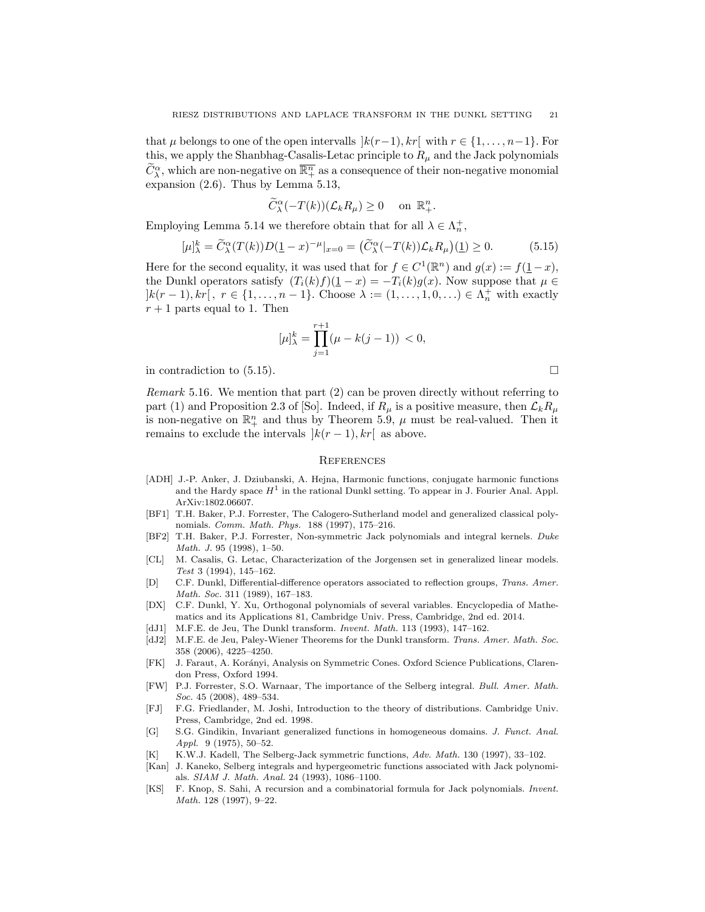that $\mu$ belongs to one of the open intervals $]k(r-1), kr[$ with $r \in \{1, \ldots, n-1\}$. For this, we apply the Shanbhag-Casalis-Letac principle to $R_\mu$ and the Jack polynomials $\widetilde{C}_\lambda^\alpha$, which are non-negative on $\overline{\mathbb{R}_+^n}$ as a consequence of their non-negative monomial expansion (2.6). Thus by Lemma 5.13,

$$\widetilde{C}_\lambda^\alpha(-T(k))(\mathcal{L}_k R_\mu) \geq 0 \quad \text{ on } \mathbb{R}_+^n.$$

Employing Lemma 5.14 we therefore obtain that for all $\lambda \in \Lambda_n^+$,

$$[\mu]_\lambda^k = \widetilde{C}_\lambda^\alpha(T(k))D(\underline{1} - x)^{-\mu}|_{x=0} = \big(\widetilde{C}_\lambda^\alpha(-T(k))\mathcal{L}_k R_\mu\big)(\underline{1}) \geq 0. \tag{5.15}$$

Here for the second equality, it was used that for $f \in C^1(\mathbb{R}^n)$ and $g(x) := f(\underline{1} - x)$, the Dunkl operators satisfy $(T_i(k)f)(\underline{1} - x) = -T_i(k)g(x)$. Now suppose that $\mu \in ]k(r-1), kr[\,,\ r \in \{1, \ldots, n-1\}$. Choose $\lambda := (1, \ldots, 1, 0, \ldots) \in \Lambda_n^+$ with exactly $r+1$ parts equal to 1. Then

$$[\mu]_\lambda^k = \prod_{j=1}^{r+1}(\mu - k(j-1)) \,<0,$$

in contradiction to (5.15). $\square$

*Remark* 5.16. We mention that part (2) can be proven directly without referring to part (1) and Proposition 2.3 of [So]. Indeed, if $R_\mu$ is a positive measure, then $\mathcal{L}_k R_\mu$ is non-negative on $\mathbb{R}_+^n$ and thus by Theorem 5.9, $\mu$ must be real-valued. Then it remains to exclude the intervals $]k(r-1), kr[$ as above.

## References

- [ADH] J.-P. Anker, J. Dziubanski, A. Hejna, Harmonic functions, conjugate harmonic functions and the Hardy space $H^1$ in the rational Dunkl setting. To appear in J. Fourier Anal. Appl. ArXiv:1802.06607.
- [BF1] T.H. Baker, P.J. Forrester, The Calogero-Sutherland model and generalized classical polynomials. *Comm. Math. Phys.* 188 (1997), 175–216.
- [BF2] T.H. Baker, P.J. Forrester, Non-symmetric Jack polynomials and integral kernels. *Duke Math. J.* 95 (1998), 1–50.
- [CL] M. Casalis, G. Letac, Characterization of the Jorgensen set in generalized linear models. *Test* 3 (1994), 145–162.
- [D] C.F. Dunkl, Differential-difference operators associated to reflection groups, *Trans. Amer. Math. Soc.* 311 (1989), 167–183.
- [DX] C.F. Dunkl, Y. Xu, Orthogonal polynomials of several variables. Encyclopedia of Mathematics and its Applications 81, Cambridge Univ. Press, Cambridge, 2nd ed. 2014.
- [dJ1] M.F.E. de Jeu, The Dunkl transform. *Invent. Math.* 113 (1993), 147–162.
- [dJ2] M.F.E. de Jeu, Paley-Wiener Theorems for the Dunkl transform. *Trans. Amer. Math. Soc.* 358 (2006), 4225–4250.
- [FK] J. Faraut, A. Korányi, Analysis on Symmetric Cones. Oxford Science Publications, Clarendon Press, Oxford 1994.
- [FW] P.J. Forrester, S.O. Warnaar, The importance of the Selberg integral. *Bull. Amer. Math. Soc.* 45 (2008), 489–534.
- [FJ] F.G. Friedlander, M. Joshi, Introduction to the theory of distributions. Cambridge Univ. Press, Cambridge, 2nd ed. 1998.
- [G] S.G. Gindikin, Invariant generalized functions in homogeneous domains. *J. Funct. Anal. Appl.* 9 (1975), 50–52.
- [K] K.W.J. Kadell, The Selberg-Jack symmetric functions, *Adv. Math.* 130 (1997), 33–102.
- [Kan] J. Kaneko, Selberg integrals and hypergeometric functions associated with Jack polynomials. *SIAM J. Math. Anal.* 24 (1993), 1086–1100.
- [KS] F. Knop, S. Sahi, A recursion and a combinatorial formula for Jack polynomials. *Invent. Math.* 128 (1997), 9–22.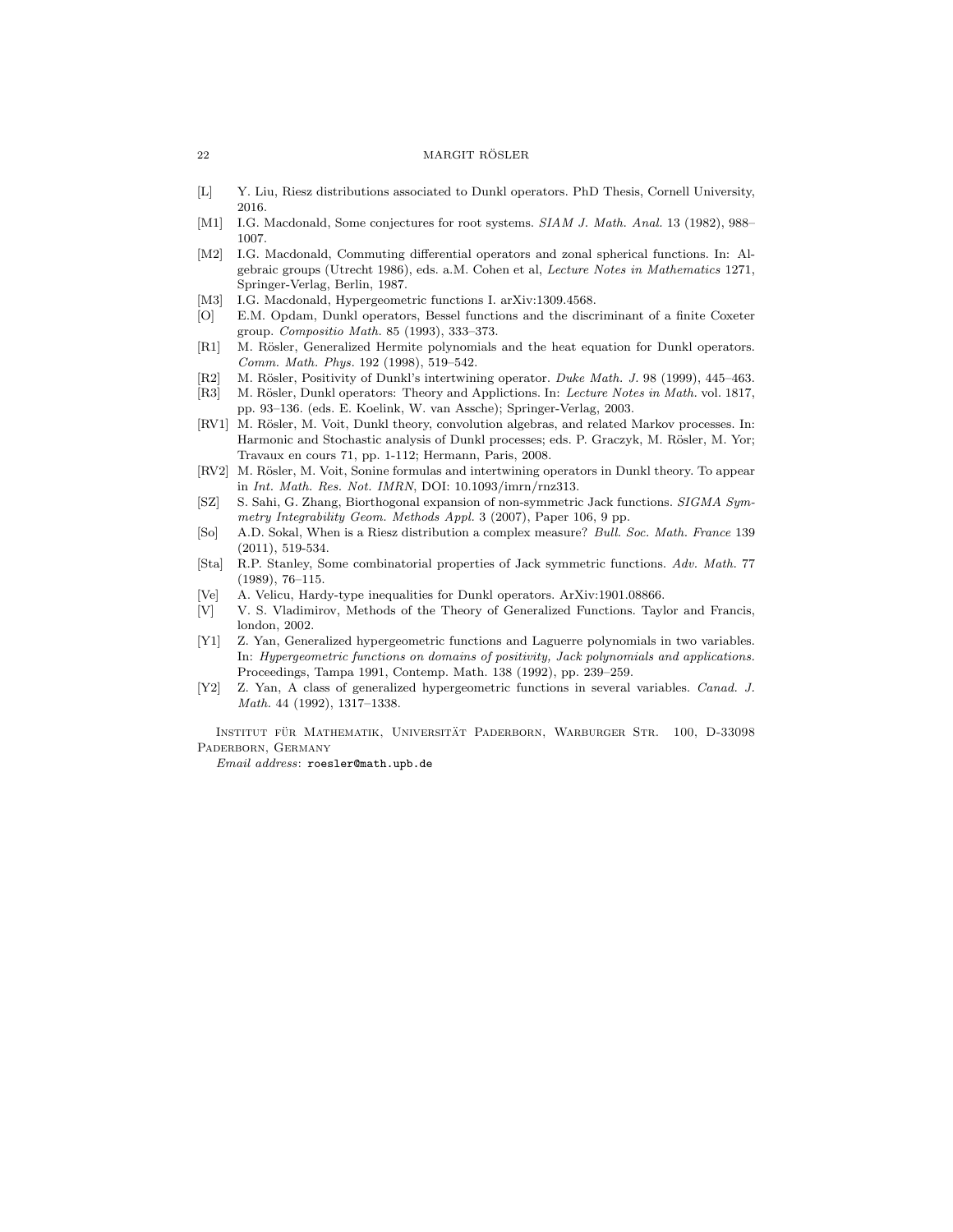- [L] Y. Liu, Riesz distributions associated to Dunkl operators. PhD Thesis, Cornell University, 2016.
- [M1] I.G. Macdonald, Some conjectures for root systems. *SIAM J. Math. Anal.* 13 (1982), 988–1007.
- [M2] I.G. Macdonald, Commuting differential operators and zonal spherical functions. In: Algebraic groups (Utrecht 1986), eds. a.M. Cohen et al, *Lecture Notes in Mathematics* 1271, Springer-Verlag, Berlin, 1987.
- [M3] I.G. Macdonald, Hypergeometric functions I. arXiv:1309.4568.
- [O] E.M. Opdam, Dunkl operators, Bessel functions and the discriminant of a finite Coxeter group. *Compositio Math.* 85 (1993), 333–373.
- [R1] M. Rösler, Generalized Hermite polynomials and the heat equation for Dunkl operators. *Comm. Math. Phys.* 192 (1998), 519–542.
- [R2] M. Rösler, Positivity of Dunkl's intertwining operator. *Duke Math. J.* 98 (1999), 445–463.
- [R3] M. Rösler, Dunkl operators: Theory and Applictions. In: *Lecture Notes in Math.* vol. 1817, pp. 93–136. (eds. E. Koelink, W. van Assche); Springer-Verlag, 2003.
- [RV1] M. Rösler, M. Voit, Dunkl theory, convolution algebras, and related Markov processes. In: Harmonic and Stochastic analysis of Dunkl processes; eds. P. Graczyk, M. Rösler, M. Yor; Travaux en cours 71, pp. 1-112; Hermann, Paris, 2008.
- [RV2] M. Rösler, M. Voit, Sonine formulas and intertwining operators in Dunkl theory. To appear in *Int. Math. Res. Not. IMRN*, DOI: 10.1093/imrn/rnz313.
- [SZ] S. Sahi, G. Zhang, Biorthogonal expansion of non-symmetric Jack functions. *SIGMA Symmetry Integrability Geom. Methods Appl.* 3 (2007), Paper 106, 9 pp.
- [So] A.D. Sokal, When is a Riesz distribution a complex measure? *Bull. Soc. Math. France* 139 (2011), 519-534.
- [Sta] R.P. Stanley, Some combinatorial properties of Jack symmetric functions. *Adv. Math.* 77 (1989), 76–115.
- [Ve] A. Velicu, Hardy-type inequalities for Dunkl operators. ArXiv:1901.08866.
- [V] V. S. Vladimirov, Methods of the Theory of Generalized Functions. Taylor and Francis, london, 2002.
- [Y1] Z. Yan, Generalized hypergeometric functions and Laguerre polynomials in two variables. In: *Hypergeometric functions on domains of positivity, Jack polynomials and applications.* Proceedings, Tampa 1991, Contemp. Math. 138 (1992), pp. 239–259.
- [Y2] Z. Yan, A class of generalized hypergeometric functions in several variables. *Canad. J. Math.* 44 (1992), 1317–1338.

Institut für Mathematik, Universität Paderborn, Warburger Str. 100, D-33098 Paderborn, Germany

*Email address*: `roesler@math.upb.de`